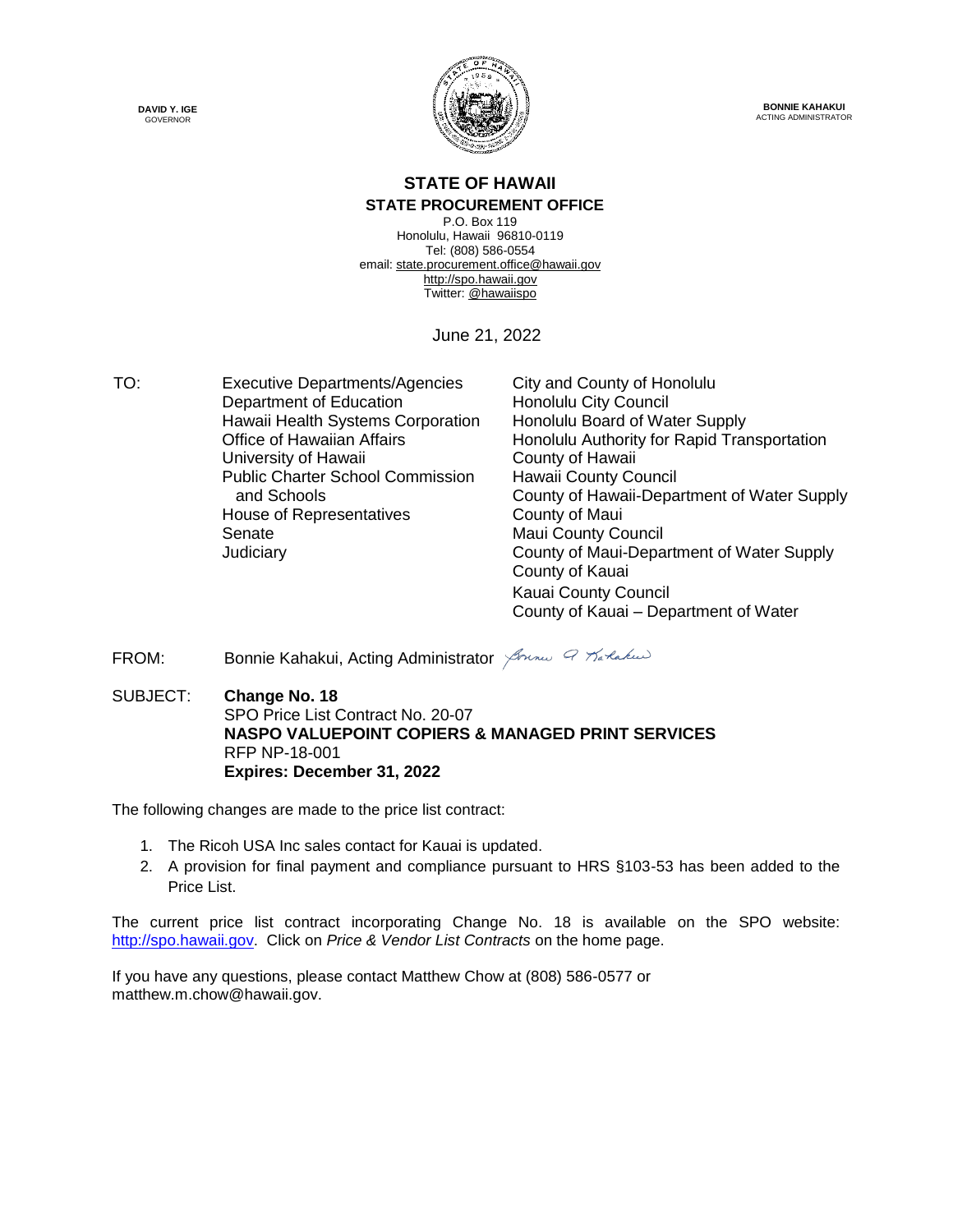**DAVID Y. IGE**
GOVERNOR

**BONNIE KAHAKUI**
ACTING ADMINISTRATOR

# STATE OF HAWAII
## STATE PROCUREMENT OFFICE

P.O. Box 119
Honolulu, Hawaii 96810-0119
Tel: (808) 586-0554
email: state.procurement.office@hawaii.gov
http://spo.hawaii.gov
Twitter: @hawaiispo

June 21, 2022

TO:

Executive Departments/Agencies
Department of Education
Hawaii Health Systems Corporation
Office of Hawaiian Affairs
University of Hawaii
Public Charter School Commission and Schools
House of Representatives
Senate
Judiciary
City and County of Honolulu
Honolulu City Council
Honolulu Board of Water Supply
Honolulu Authority for Rapid Transportation
County of Hawaii
Hawaii County Council
County of Hawaii-Department of Water Supply
County of Maui
Maui County Council
County of Maui-Department of Water Supply
County of Kauai
Kauai County Council
County of Kauai – Department of Water

FROM: Bonnie Kahakui, Acting Administrator

SUBJECT: **Change No. 18**
SPO Price List Contract No. 20-07
**NASPO VALUEPOINT COPIERS & MANAGED PRINT SERVICES**
RFP NP-18-001
**Expires: December 31, 2022**

The following changes are made to the price list contract:

1. The Ricoh USA Inc sales contact for Kauai is updated.
2. A provision for final payment and compliance pursuant to HRS §103-53 has been added to the Price List.

The current price list contract incorporating Change No. 18 is available on the SPO website: http://spo.hawaii.gov. Click on *Price & Vendor List Contracts* on the home page.

If you have any questions, please contact Matthew Chow at (808) 586-0577 or matthew.m.chow@hawaii.gov.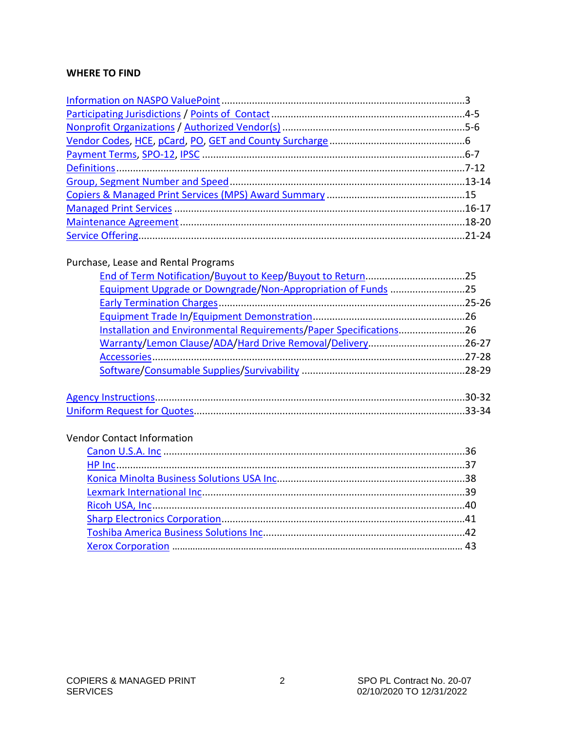**WHERE TO FIND**

Information on NASPO ValuePoint ........................................................................................3
Participating Jurisdictions / Points of Contact .....................................................................4-5
Nonprofit Organizations / Authorized Vendor(s) .................................................................5-6
Vendor Codes, HCE, pCard, PO, GET and County Surcharge .................................................6
Payment Terms, SPO-12, IPSC ..............................................................................................6-7
Definitions.............................................................................................................................7-12
Group, Segment Number and Speed ..................................................................................13-14
Copiers & Managed Print Services (MPS) Award Summary ..................................................15
Managed Print Services .......................................................................................................16-17
Maintenance Agreement ......................................................................................................18-20
Service Offering.....................................................................................................................21-24

Purchase, Lease and Rental Programs

- End of Term Notification/Buyout to Keep/Buyout to Return....................................25
- Equipment Upgrade or Downgrade/Non-Appropriation of Funds ...........................25
- Early Termination Charges........................................................................................25-26
- Equipment Trade In/Equipment Demonstration.......................................................26
- Installation and Environmental Requirements/Paper Specifications........................26
- Warranty/Lemon Clause/ADA/Hard Drive Removal/Delivery.................................26-27
- Accessories...............................................................................................................27-28
- Software/Consumable Supplies/Survivability ..........................................................28-29

Agency Instructions..............................................................................................................30-32
Uniform Request for Quotes.................................................................................................33-34

Vendor Contact Information

- Canon U.S.A. Inc .............................................................................................................36
- HP Inc...............................................................................................................................37
- Konica Minolta Business Solutions USA Inc....................................................................38
- Lexmark International Inc...............................................................................................39
- Ricoh USA, Inc.................................................................................................................40
- Sharp Electronics Corporation.......................................................................................41
- Toshiba America Business Solutions Inc.........................................................................42
- Xerox Corporation ........................................................................................................... 43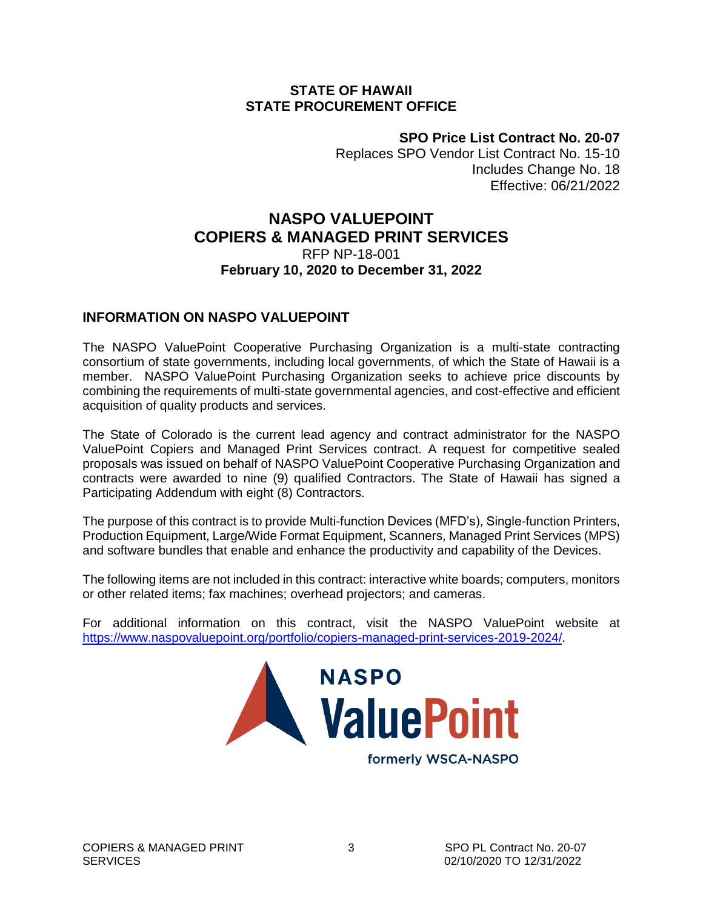**STATE OF HAWAII**
**STATE PROCUREMENT OFFICE**

**SPO Price List Contract No. 20-07**
Replaces SPO Vendor List Contract No. 15-10
Includes Change No. 18
Effective: 06/21/2022

# NASPO VALUEPOINT
# COPIERS & MANAGED PRINT SERVICES

RFP NP-18-001
**February 10, 2020 to December 31, 2022**

## INFORMATION ON NASPO VALUEPOINT

The NASPO ValuePoint Cooperative Purchasing Organization is a multi-state contracting consortium of state governments, including local governments, of which the State of Hawaii is a member. NASPO ValuePoint Purchasing Organization seeks to achieve price discounts by combining the requirements of multi-state governmental agencies, and cost-effective and efficient acquisition of quality products and services.

The State of Colorado is the current lead agency and contract administrator for the NASPO ValuePoint Copiers and Managed Print Services contract. A request for competitive sealed proposals was issued on behalf of NASPO ValuePoint Cooperative Purchasing Organization and contracts were awarded to nine (9) qualified Contractors. The State of Hawaii has signed a Participating Addendum with eight (8) Contractors.

The purpose of this contract is to provide Multi-function Devices (MFD's), Single-function Printers, Production Equipment, Large/Wide Format Equipment, Scanners, Managed Print Services (MPS) and software bundles that enable and enhance the productivity and capability of the Devices.

The following items are not included in this contract: interactive white boards; computers, monitors or other related items; fax machines; overhead projectors; and cameras.

For additional information on this contract, visit the NASPO ValuePoint website at https://www.naspovaluepoint.org/portfolio/copiers-managed-print-services-2019-2024/.

NASPO ValuePoint
formerly WSCA-NASPO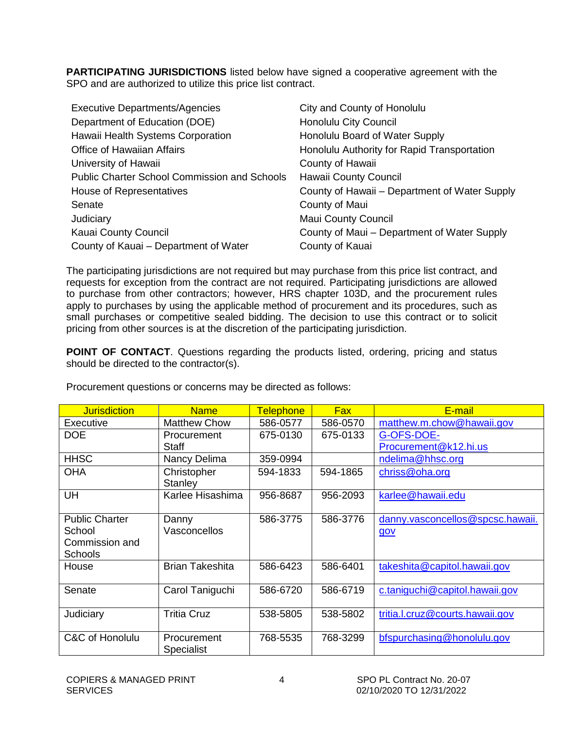**PARTICIPATING JURISDICTIONS** listed below have signed a cooperative agreement with the SPO and are authorized to utilize this price list contract.

- Executive Departments/Agencies
- Department of Education (DOE)
- Hawaii Health Systems Corporation
- Office of Hawaiian Affairs
- University of Hawaii
- Public Charter School Commission and Schools
- House of Representatives
- Senate
- Judiciary
- Kauai County Council
- County of Kauai – Department of Water
- City and County of Honolulu
- Honolulu City Council
- Honolulu Board of Water Supply
- Honolulu Authority for Rapid Transportation
- County of Hawaii
- Hawaii County Council
- County of Hawaii – Department of Water Supply
- County of Maui
- Maui County Council
- County of Maui – Department of Water Supply
- County of Kauai

The participating jurisdictions are not required but may purchase from this price list contract, and requests for exception from the contract are not required. Participating jurisdictions are allowed to purchase from other contractors; however, HRS chapter 103D, and the procurement rules apply to purchases by using the applicable method of procurement and its procedures, such as small purchases or competitive sealed bidding. The decision to use this contract or to solicit pricing from other sources is at the discretion of the participating jurisdiction.

**POINT OF CONTACT**. Questions regarding the products listed, ordering, pricing and status should be directed to the contractor(s).

Procurement questions or concerns may be directed as follows:

| Jurisdiction | Name | Telephone | Fax | E-mail |
|---|---|---|---|---|
| Executive | Matthew Chow | 586-0577 | 586-0570 | matthew.m.chow@hawaii.gov |
| DOE | Procurement Staff | 675-0130 | 675-0133 | G-OFS-DOE-Procurement@k12.hi.us |
| HHSC | Nancy Delima | 359-0994 | | ndelima@hhsc.org |
| OHA | Christopher Stanley | 594-1833 | 594-1865 | chriss@oha.org |
| UH | Karlee Hisashima | 956-8687 | 956-2093 | karlee@hawaii.edu |
| Public Charter School Commission and Schools | Danny Vasconcellos | 586-3775 | 586-3776 | danny.vasconcellos@spcsc.hawaii.gov |
| House | Brian Takeshita | 586-6423 | 586-6401 | takeshita@capitol.hawaii.gov |
| Senate | Carol Taniguchi | 586-6720 | 586-6719 | c.taniguchi@capitol.hawaii.gov |
| Judiciary | Tritia Cruz | 538-5805 | 538-5802 | tritia.l.cruz@courts.hawaii.gov |
| C&C of Honolulu | Procurement Specialist | 768-5535 | 768-3299 | bfspurchasing@honolulu.gov |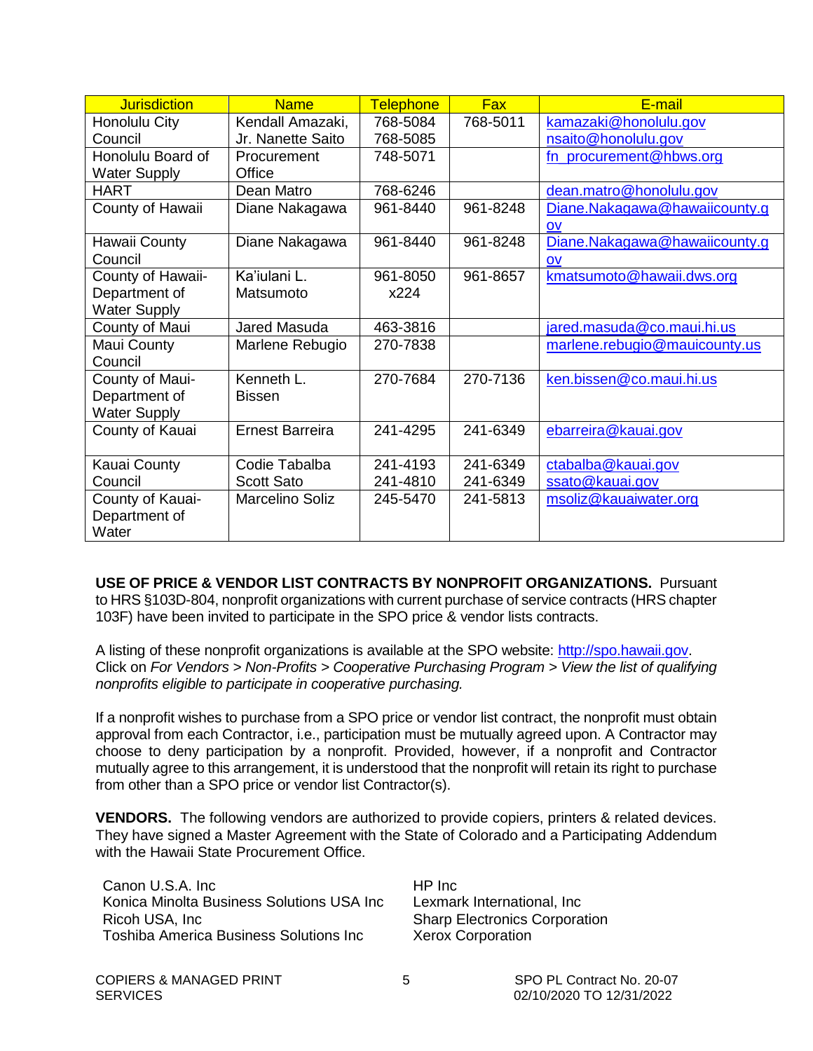| Jurisdiction | Name | Telephone | Fax | E-mail |
| --- | --- | --- | --- | --- |
| Honolulu City Council | Kendall Amazaki, Jr. Nanette Saito | 768-5084 768-5085 | 768-5011 | kamazaki@honolulu.gov nsaito@honolulu.gov |
| Honolulu Board of Water Supply | Procurement Office | 748-5071 | | fn_procurement@hbws.org |
| HART | Dean Matro | 768-6246 | | dean.matro@honolulu.gov |
| County of Hawaii | Diane Nakagawa | 961-8440 | 961-8248 | Diane.Nakagawa@hawaiicounty.gov |
| Hawaii County Council | Diane Nakagawa | 961-8440 | 961-8248 | Diane.Nakagawa@hawaiicounty.gov |
| County of Hawaii-Department of Water Supply | Ka'iulani L. Matsumoto | 961-8050 x224 | 961-8657 | kmatsumoto@hawaii.dws.org |
| County of Maui | Jared Masuda | 463-3816 | | jared.masuda@co.maui.hi.us |
| Maui County Council | Marlene Rebugio | 270-7838 | | marlene.rebugio@mauicounty.us |
| County of Maui-Department of Water Supply | Kenneth L. Bissen | 270-7684 | 270-7136 | ken.bissen@co.maui.hi.us |
| County of Kauai | Ernest Barreira | 241-4295 | 241-6349 | ebarreira@kauai.gov |
| Kauai County Council | Codie Tabalba Scott Sato | 241-4193 241-4810 | 241-6349 241-6349 | ctabalba@kauai.gov ssato@kauai.gov |
| County of Kauai-Department of Water | Marcelino Soliz | 245-5470 | 241-5813 | msoliz@kauaiwater.org |

**USE OF PRICE & VENDOR LIST CONTRACTS BY NONPROFIT ORGANIZATIONS.** Pursuant to HRS §103D-804, nonprofit organizations with current purchase of service contracts (HRS chapter 103F) have been invited to participate in the SPO price & vendor lists contracts.

A listing of these nonprofit organizations is available at the SPO website: http://spo.hawaii.gov. Click on *For Vendors > Non-Profits > Cooperative Purchasing Program > View the list of qualifying nonprofits eligible to participate in cooperative purchasing.*

If a nonprofit wishes to purchase from a SPO price or vendor list contract, the nonprofit must obtain approval from each Contractor, i.e., participation must be mutually agreed upon. A Contractor may choose to deny participation by a nonprofit. Provided, however, if a nonprofit and Contractor mutually agree to this arrangement, it is understood that the nonprofit will retain its right to purchase from other than a SPO price or vendor list Contractor(s).

**VENDORS.** The following vendors are authorized to provide copiers, printers & related devices. They have signed a Master Agreement with the State of Colorado and a Participating Addendum with the Hawaii State Procurement Office.

- Canon U.S.A. Inc
- Konica Minolta Business Solutions USA Inc
- Ricoh USA, Inc
- Toshiba America Business Solutions Inc
- HP Inc
- Lexmark International, Inc
- Sharp Electronics Corporation
- Xerox Corporation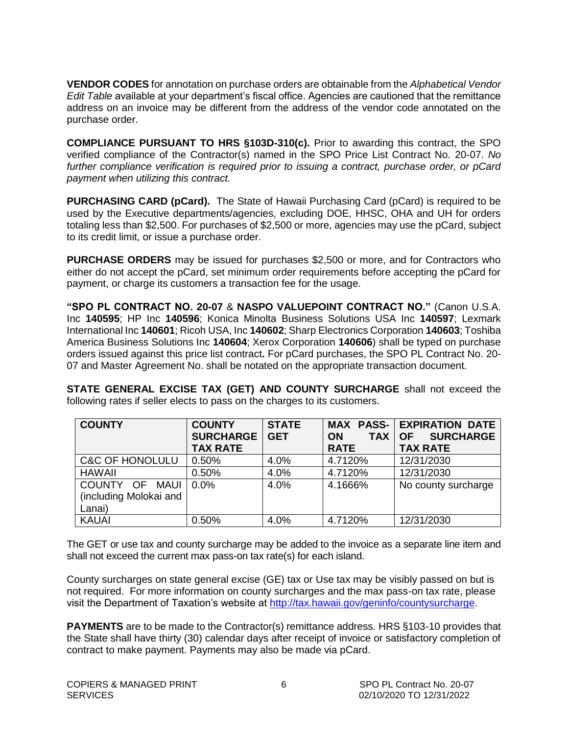**VENDOR CODES** for annotation on purchase orders are obtainable from the *Alphabetical Vendor Edit Table* available at your department's fiscal office. Agencies are cautioned that the remittance address on an invoice may be different from the address of the vendor code annotated on the purchase order.

**COMPLIANCE PURSUANT TO HRS §103D-310(c).** Prior to awarding this contract, the SPO verified compliance of the Contractor(s) named in the SPO Price List Contract No. 20-07. *No further compliance verification is required prior to issuing a contract, purchase order, or pCard payment when utilizing this contract.*

**PURCHASING CARD (pCard).** The State of Hawaii Purchasing Card (pCard) is required to be used by the Executive departments/agencies, excluding DOE, HHSC, OHA and UH for orders totaling less than $2,500. For purchases of $2,500 or more, agencies may use the pCard, subject to its credit limit, or issue a purchase order.

**PURCHASE ORDERS** may be issued for purchases $2,500 or more, and for Contractors who either do not accept the pCard, set minimum order requirements before accepting the pCard for payment, or charge its customers a transaction fee for the usage.

**"SPO PL CONTRACT NO. 20-07** & **NASPO VALUEPOINT CONTRACT NO."** (Canon U.S.A. Inc **140595**; HP Inc **140596**; Konica Minolta Business Solutions USA Inc **140597**; Lexmark International Inc **140601**; Ricoh USA, Inc **140602**; Sharp Electronics Corporation **140603**; Toshiba America Business Solutions Inc **140604**; Xerox Corporation **140606**) shall be typed on purchase orders issued against this price list contract**.** For pCard purchases, the SPO PL Contract No. 20-07 and Master Agreement No. shall be notated on the appropriate transaction document.

**STATE GENERAL EXCISE TAX (GET) AND COUNTY SURCHARGE** shall not exceed the following rates if seller elects to pass on the charges to its customers.

| COUNTY | COUNTY SURCHARGE TAX RATE | STATE GET | MAX PASS-ON TAX RATE | EXPIRATION DATE OF SURCHARGE TAX RATE |
|---|---|---|---|---|
| C&C OF HONOLULU | 0.50% | 4.0% | 4.7120% | 12/31/2030 |
| HAWAII | 0.50% | 4.0% | 4.7120% | 12/31/2030 |
| COUNTY OF MAUI (including Molokai and Lanai) | 0.0% | 4.0% | 4.1666% | No county surcharge |
| KAUAI | 0.50% | 4.0% | 4.7120% | 12/31/2030 |

The GET or use tax and county surcharge may be added to the invoice as a separate line item and shall not exceed the current max pass-on tax rate(s) for each island.

County surcharges on state general excise (GE) tax or Use tax may be visibly passed on but is not required. For more information on county surcharges and the max pass-on tax rate, please visit the Department of Taxation's website at http://tax.hawaii.gov/geninfo/countysurcharge.

**PAYMENTS** are to be made to the Contractor(s) remittance address. HRS §103-10 provides that the State shall have thirty (30) calendar days after receipt of invoice or satisfactory completion of contract to make payment. Payments may also be made via pCard.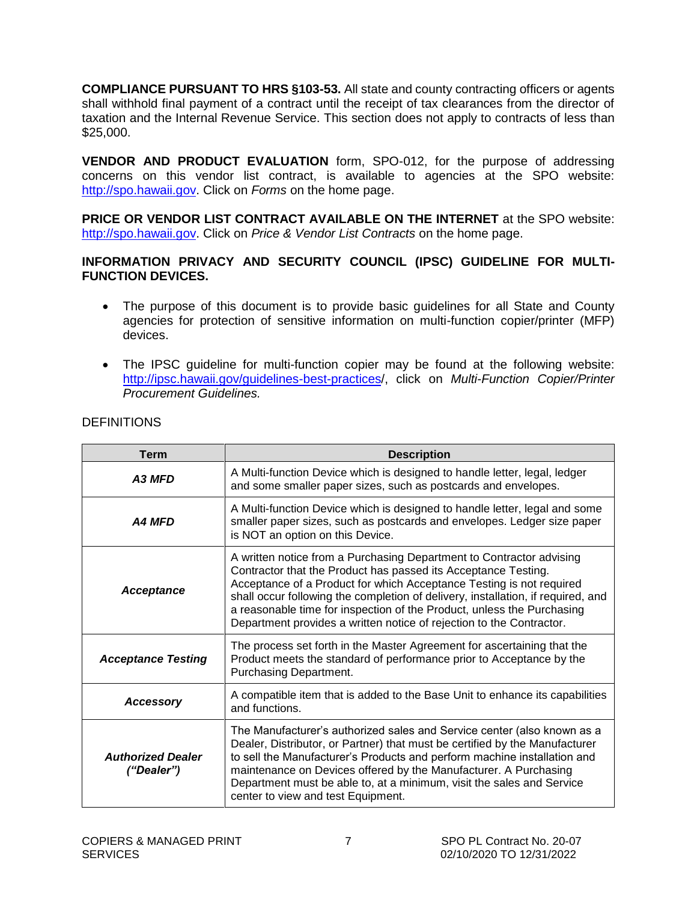**COMPLIANCE PURSUANT TO HRS §103-53.** All state and county contracting officers or agents shall withhold final payment of a contract until the receipt of tax clearances from the director of taxation and the Internal Revenue Service. This section does not apply to contracts of less than $25,000.

**VENDOR AND PRODUCT EVALUATION** form, SPO-012, for the purpose of addressing concerns on this vendor list contract, is available to agencies at the SPO website: http://spo.hawaii.gov. Click on *Forms* on the home page.

**PRICE OR VENDOR LIST CONTRACT AVAILABLE ON THE INTERNET** at the SPO website: http://spo.hawaii.gov. Click on *Price & Vendor List Contracts* on the home page.

**INFORMATION PRIVACY AND SECURITY COUNCIL (IPSC) GUIDELINE FOR MULTI-FUNCTION DEVICES.**

- The purpose of this document is to provide basic guidelines for all State and County agencies for protection of sensitive information on multi-function copier/printer (MFP) devices.
- The IPSC guideline for multi-function copier may be found at the following website: http://ipsc.hawaii.gov/guidelines-best-practices/, click on *Multi-Function Copier/Printer Procurement Guidelines.*

DEFINITIONS

| Term | Description |
|---|---|
| ***A3 MFD*** | A Multi-function Device which is designed to handle letter, legal, ledger and some smaller paper sizes, such as postcards and envelopes. |
| ***A4 MFD*** | A Multi-function Device which is designed to handle letter, legal and some smaller paper sizes, such as postcards and envelopes. Ledger size paper is NOT an option on this Device. |
| ***Acceptance*** | A written notice from a Purchasing Department to Contractor advising Contractor that the Product has passed its Acceptance Testing. Acceptance of a Product for which Acceptance Testing is not required shall occur following the completion of delivery, installation, if required, and a reasonable time for inspection of the Product, unless the Purchasing Department provides a written notice of rejection to the Contractor. |
| ***Acceptance Testing*** | The process set forth in the Master Agreement for ascertaining that the Product meets the standard of performance prior to Acceptance by the Purchasing Department. |
| ***Accessory*** | A compatible item that is added to the Base Unit to enhance its capabilities and functions. |
| ***Authorized Dealer ("Dealer")*** | The Manufacturer's authorized sales and Service center (also known as a Dealer, Distributor, or Partner) that must be certified by the Manufacturer to sell the Manufacturer's Products and perform machine installation and maintenance on Devices offered by the Manufacturer. A Purchasing Department must be able to, at a minimum, visit the sales and Service center to view and test Equipment. |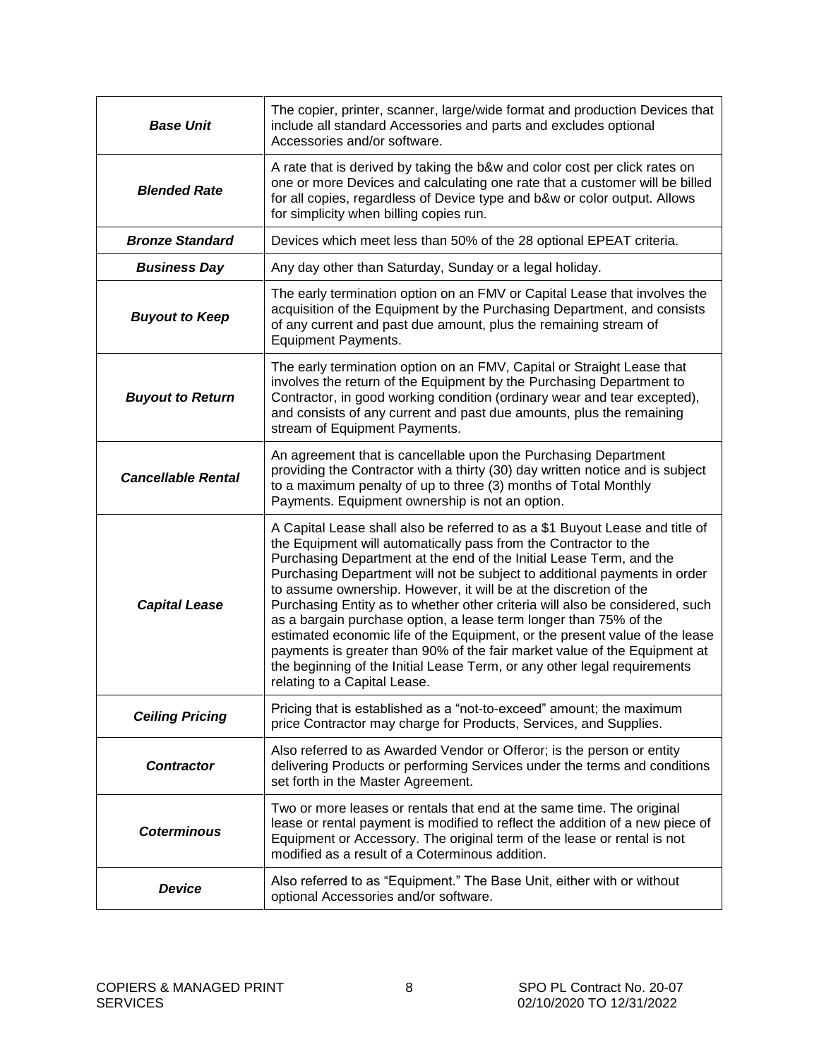| | |
|---|---|
| ***Base Unit*** | The copier, printer, scanner, large/wide format and production Devices that include all standard Accessories and parts and excludes optional Accessories and/or software. |
| ***Blended Rate*** | A rate that is derived by taking the b&w and color cost per click rates on one or more Devices and calculating one rate that a customer will be billed for all copies, regardless of Device type and b&w or color output. Allows for simplicity when billing copies run. |
| ***Bronze Standard*** | Devices which meet less than 50% of the 28 optional EPEAT criteria. |
| ***Business Day*** | Any day other than Saturday, Sunday or a legal holiday. |
| ***Buyout to Keep*** | The early termination option on an FMV or Capital Lease that involves the acquisition of the Equipment by the Purchasing Department, and consists of any current and past due amount, plus the remaining stream of Equipment Payments. |
| ***Buyout to Return*** | The early termination option on an FMV, Capital or Straight Lease that involves the return of the Equipment by the Purchasing Department to Contractor, in good working condition (ordinary wear and tear excepted), and consists of any current and past due amounts, plus the remaining stream of Equipment Payments. |
| ***Cancellable Rental*** | An agreement that is cancellable upon the Purchasing Department providing the Contractor with a thirty (30) day written notice and is subject to a maximum penalty of up to three (3) months of Total Monthly Payments. Equipment ownership is not an option. |
| ***Capital Lease*** | A Capital Lease shall also be referred to as a $1 Buyout Lease and title of the Equipment will automatically pass from the Contractor to the Purchasing Department at the end of the Initial Lease Term, and the Purchasing Department will not be subject to additional payments in order to assume ownership. However, it will be at the discretion of the Purchasing Entity as to whether other criteria will also be considered, such as a bargain purchase option, a lease term longer than 75% of the estimated economic life of the Equipment, or the present value of the lease payments is greater than 90% of the fair market value of the Equipment at the beginning of the Initial Lease Term, or any other legal requirements relating to a Capital Lease. |
| ***Ceiling Pricing*** | Pricing that is established as a "not-to-exceed" amount; the maximum price Contractor may charge for Products, Services, and Supplies. |
| ***Contractor*** | Also referred to as Awarded Vendor or Offeror; is the person or entity delivering Products or performing Services under the terms and conditions set forth in the Master Agreement. |
| ***Coterminous*** | Two or more leases or rentals that end at the same time. The original lease or rental payment is modified to reflect the addition of a new piece of Equipment or Accessory. The original term of the lease or rental is not modified as a result of a Coterminous addition. |
| ***Device*** | Also referred to as "Equipment." The Base Unit, either with or without optional Accessories and/or software. |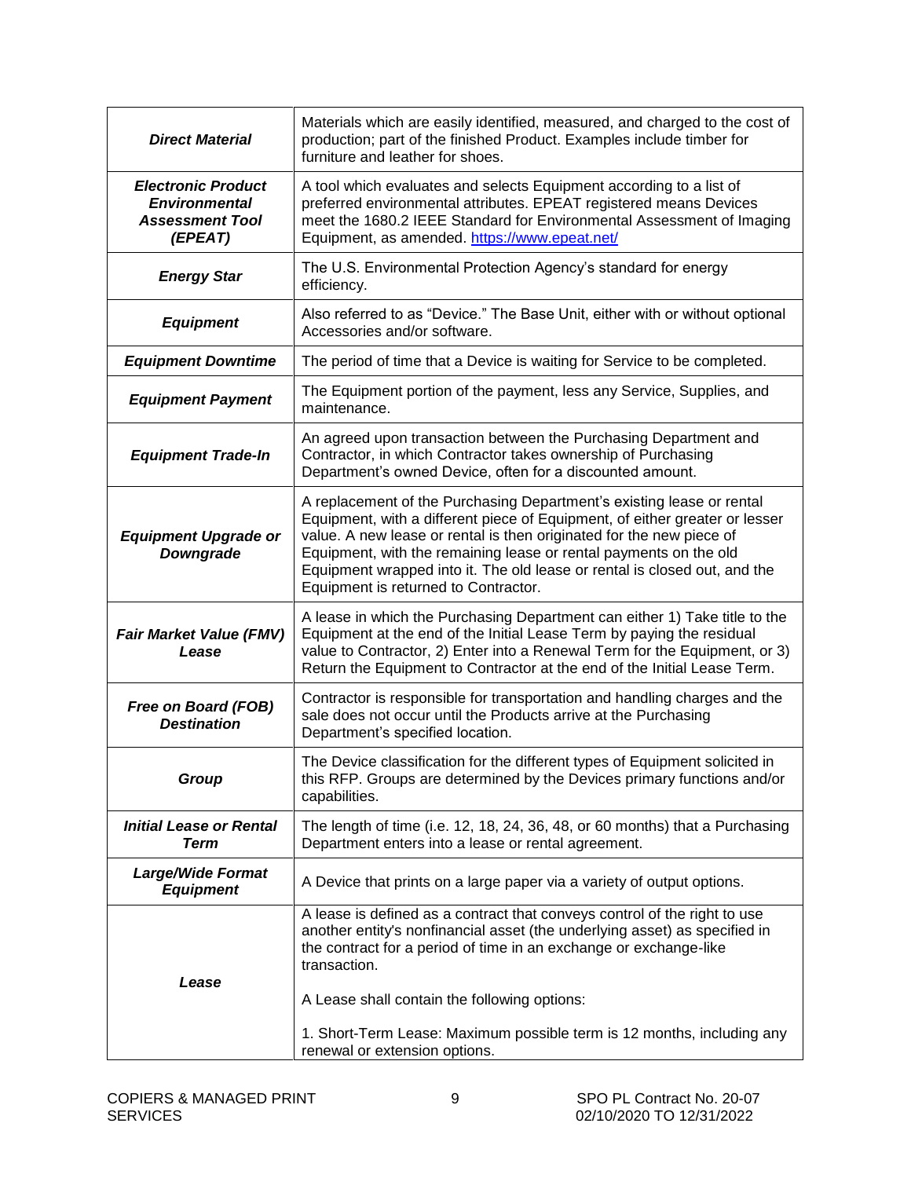| | |
|---|---|
| ***Direct Material*** | Materials which are easily identified, measured, and charged to the cost of production; part of the finished Product. Examples include timber for furniture and leather for shoes. |
| ***Electronic Product Environmental Assessment Tool (EPEAT)*** | A tool which evaluates and selects Equipment according to a list of preferred environmental attributes. EPEAT registered means Devices meet the 1680.2 IEEE Standard for Environmental Assessment of Imaging Equipment, as amended. https://www.epeat.net/ |
| ***Energy Star*** | The U.S. Environmental Protection Agency's standard for energy efficiency. |
| ***Equipment*** | Also referred to as "Device." The Base Unit, either with or without optional Accessories and/or software. |
| ***Equipment Downtime*** | The period of time that a Device is waiting for Service to be completed. |
| ***Equipment Payment*** | The Equipment portion of the payment, less any Service, Supplies, and maintenance. |
| ***Equipment Trade-In*** | An agreed upon transaction between the Purchasing Department and Contractor, in which Contractor takes ownership of Purchasing Department's owned Device, often for a discounted amount. |
| ***Equipment Upgrade or Downgrade*** | A replacement of the Purchasing Department's existing lease or rental Equipment, with a different piece of Equipment, of either greater or lesser value. A new lease or rental is then originated for the new piece of Equipment, with the remaining lease or rental payments on the old Equipment wrapped into it. The old lease or rental is closed out, and the Equipment is returned to Contractor. |
| ***Fair Market Value (FMV) Lease*** | A lease in which the Purchasing Department can either 1) Take title to the Equipment at the end of the Initial Lease Term by paying the residual value to Contractor, 2) Enter into a Renewal Term for the Equipment, or 3) Return the Equipment to Contractor at the end of the Initial Lease Term. |
| ***Free on Board (FOB) Destination*** | Contractor is responsible for transportation and handling charges and the sale does not occur until the Products arrive at the Purchasing Department's specified location. |
| ***Group*** | The Device classification for the different types of Equipment solicited in this RFP. Groups are determined by the Devices primary functions and/or capabilities. |
| ***Initial Lease or Rental Term*** | The length of time (i.e. 12, 18, 24, 36, 48, or 60 months) that a Purchasing Department enters into a lease or rental agreement. |
| ***Large/Wide Format Equipment*** | A Device that prints on a large paper via a variety of output options. |
| ***Lease*** | A lease is defined as a contract that conveys control of the right to use another entity's nonfinancial asset (the underlying asset) as specified in the contract for a period of time in an exchange or exchange-like transaction.<br><br>A Lease shall contain the following options:<br><br>1. Short-Term Lease: Maximum possible term is 12 months, including any renewal or extension options. |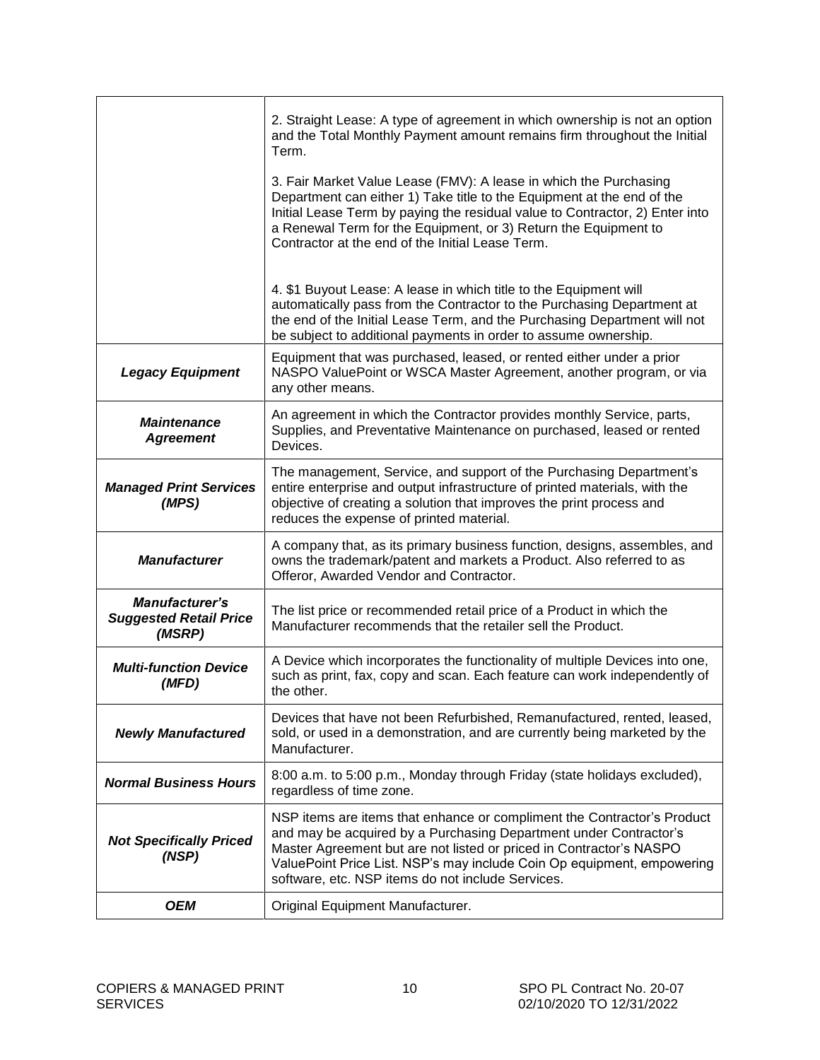| | |
|---|---|
| | 2. Straight Lease: A type of agreement in which ownership is not an option and the Total Monthly Payment amount remains firm throughout the Initial Term.<br><br>3. Fair Market Value Lease (FMV): A lease in which the Purchasing Department can either 1) Take title to the Equipment at the end of the Initial Lease Term by paying the residual value to Contractor, 2) Enter into a Renewal Term for the Equipment, or 3) Return the Equipment to Contractor at the end of the Initial Lease Term.<br><br>4. $1 Buyout Lease: A lease in which title to the Equipment will automatically pass from the Contractor to the Purchasing Department at the end of the Initial Lease Term, and the Purchasing Department will not be subject to additional payments in order to assume ownership. |
| ***Legacy Equipment*** | Equipment that was purchased, leased, or rented either under a prior NASPO ValuePoint or WSCA Master Agreement, another program, or via any other means. |
| ***Maintenance Agreement*** | An agreement in which the Contractor provides monthly Service, parts, Supplies, and Preventative Maintenance on purchased, leased or rented Devices. |
| ***Managed Print Services (MPS)*** | The management, Service, and support of the Purchasing Department's entire enterprise and output infrastructure of printed materials, with the objective of creating a solution that improves the print process and reduces the expense of printed material. |
| ***Manufacturer*** | A company that, as its primary business function, designs, assembles, and owns the trademark/patent and markets a Product. Also referred to as Offeror, Awarded Vendor and Contractor. |
| ***Manufacturer's Suggested Retail Price (MSRP)*** | The list price or recommended retail price of a Product in which the Manufacturer recommends that the retailer sell the Product. |
| ***Multi-function Device (MFD)*** | A Device which incorporates the functionality of multiple Devices into one, such as print, fax, copy and scan. Each feature can work independently of the other. |
| ***Newly Manufactured*** | Devices that have not been Refurbished, Remanufactured, rented, leased, sold, or used in a demonstration, and are currently being marketed by the Manufacturer. |
| ***Normal Business Hours*** | 8:00 a.m. to 5:00 p.m., Monday through Friday (state holidays excluded), regardless of time zone. |
| ***Not Specifically Priced (NSP)*** | NSP items are items that enhance or compliment the Contractor's Product and may be acquired by a Purchasing Department under Contractor's Master Agreement but are not listed or priced in Contractor's NASPO ValuePoint Price List. NSP's may include Coin Op equipment, empowering software, etc. NSP items do not include Services. |
| ***OEM*** | Original Equipment Manufacturer. |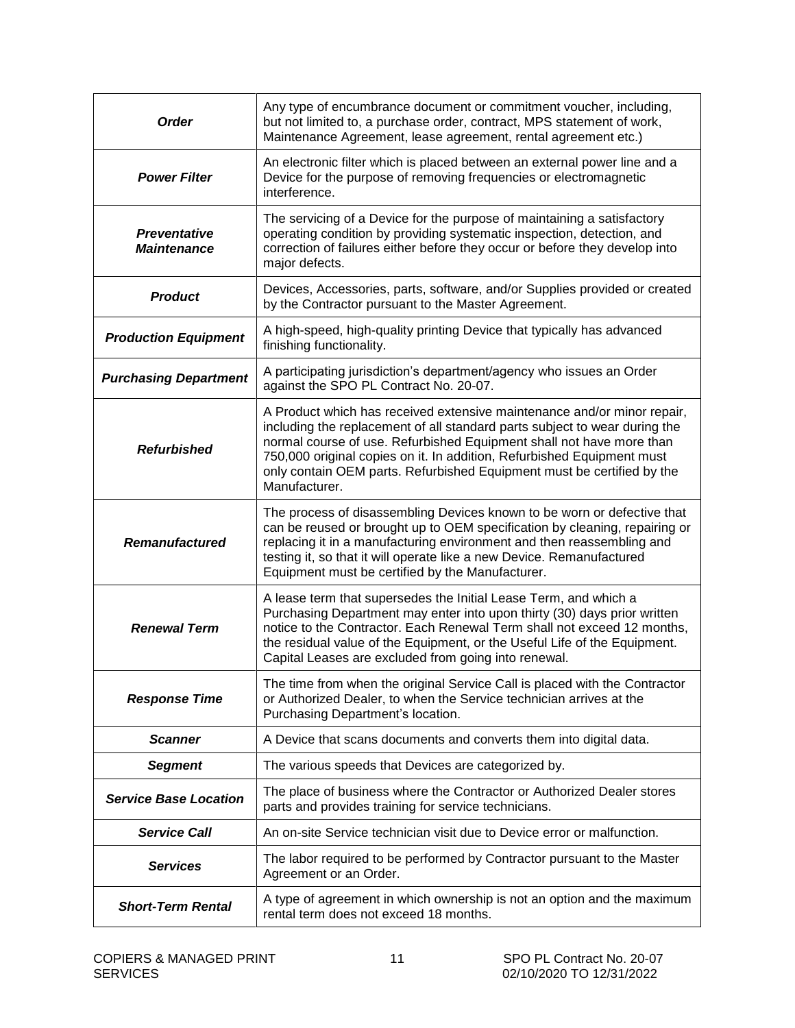| | |
|---|---|
| ***Order*** | Any type of encumbrance document or commitment voucher, including, but not limited to, a purchase order, contract, MPS statement of work, Maintenance Agreement, lease agreement, rental agreement etc.) |
| ***Power Filter*** | An electronic filter which is placed between an external power line and a Device for the purpose of removing frequencies or electromagnetic interference. |
| ***Preventative Maintenance*** | The servicing of a Device for the purpose of maintaining a satisfactory operating condition by providing systematic inspection, detection, and correction of failures either before they occur or before they develop into major defects. |
| ***Product*** | Devices, Accessories, parts, software, and/or Supplies provided or created by the Contractor pursuant to the Master Agreement. |
| ***Production Equipment*** | A high-speed, high-quality printing Device that typically has advanced finishing functionality. |
| ***Purchasing Department*** | A participating jurisdiction's department/agency who issues an Order against the SPO PL Contract No. 20-07. |
| ***Refurbished*** | A Product which has received extensive maintenance and/or minor repair, including the replacement of all standard parts subject to wear during the normal course of use. Refurbished Equipment shall not have more than 750,000 original copies on it. In addition, Refurbished Equipment must only contain OEM parts. Refurbished Equipment must be certified by the Manufacturer. |
| ***Remanufactured*** | The process of disassembling Devices known to be worn or defective that can be reused or brought up to OEM specification by cleaning, repairing or replacing it in a manufacturing environment and then reassembling and testing it, so that it will operate like a new Device. Remanufactured Equipment must be certified by the Manufacturer. |
| ***Renewal Term*** | A lease term that supersedes the Initial Lease Term, and which a Purchasing Department may enter into upon thirty (30) days prior written notice to the Contractor. Each Renewal Term shall not exceed 12 months, the residual value of the Equipment, or the Useful Life of the Equipment. Capital Leases are excluded from going into renewal. |
| ***Response Time*** | The time from when the original Service Call is placed with the Contractor or Authorized Dealer, to when the Service technician arrives at the Purchasing Department's location. |
| ***Scanner*** | A Device that scans documents and converts them into digital data. |
| ***Segment*** | The various speeds that Devices are categorized by. |
| ***Service Base Location*** | The place of business where the Contractor or Authorized Dealer stores parts and provides training for service technicians. |
| ***Service Call*** | An on-site Service technician visit due to Device error or malfunction. |
| ***Services*** | The labor required to be performed by Contractor pursuant to the Master Agreement or an Order. |
| ***Short-Term Rental*** | A type of agreement in which ownership is not an option and the maximum rental term does not exceed 18 months. |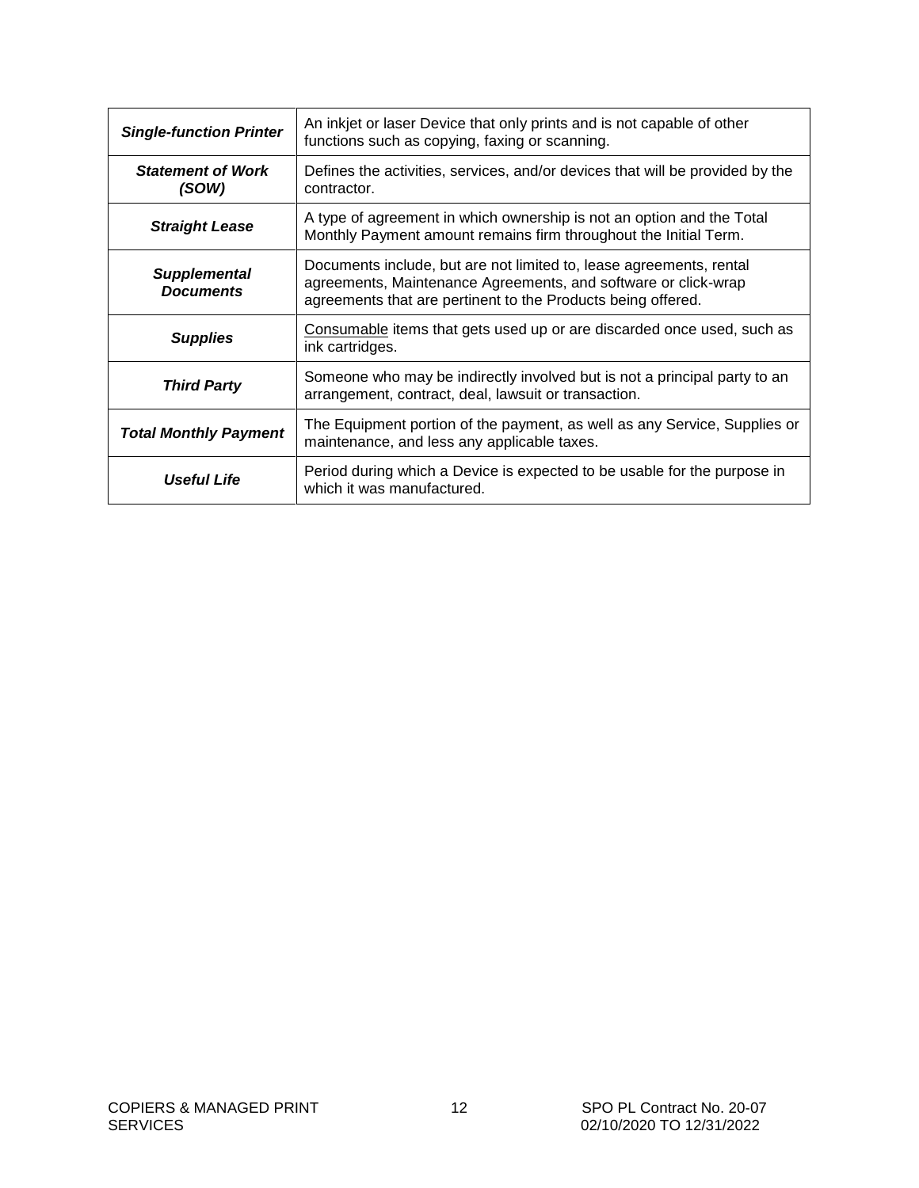| | |
|---|---|
| ***Single-function Printer*** | An inkjet or laser Device that only prints and is not capable of other functions such as copying, faxing or scanning. |
| ***Statement of Work (SOW)*** | Defines the activities, services, and/or devices that will be provided by the contractor. |
| ***Straight Lease*** | A type of agreement in which ownership is not an option and the Total Monthly Payment amount remains firm throughout the Initial Term. |
| ***Supplemental Documents*** | Documents include, but are not limited to, lease agreements, rental agreements, Maintenance Agreements, and software or click-wrap agreements that are pertinent to the Products being offered. |
| ***Supplies*** | Consumable items that gets used up or are discarded once used, such as ink cartridges. |
| ***Third Party*** | Someone who may be indirectly involved but is not a principal party to an arrangement, contract, deal, lawsuit or transaction. |
| ***Total Monthly Payment*** | The Equipment portion of the payment, as well as any Service, Supplies or maintenance, and less any applicable taxes. |
| ***Useful Life*** | Period during which a Device is expected to be usable for the purpose in which it was manufactured. |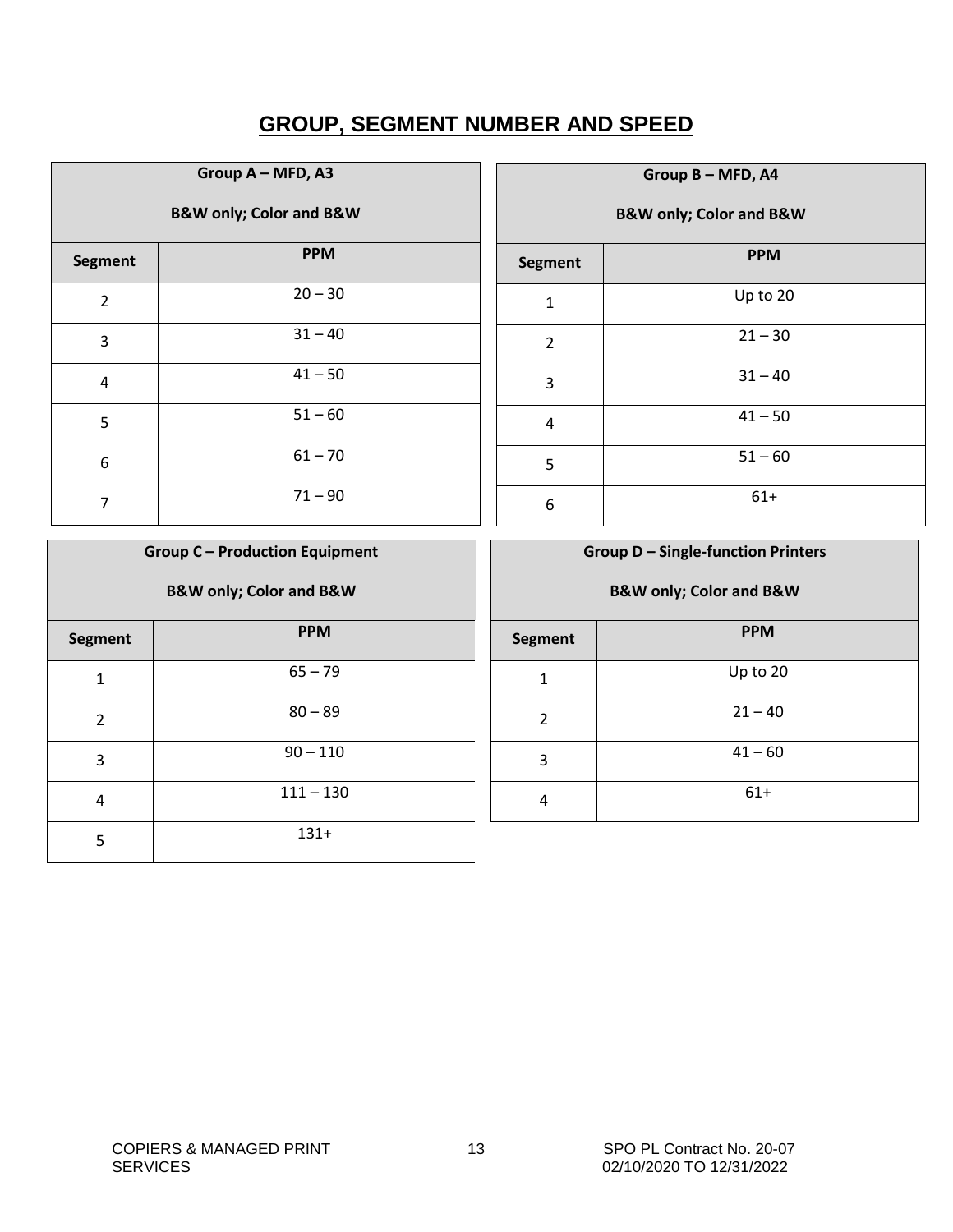# GROUP, SEGMENT NUMBER AND SPEED

| Group A – MFD, A3 B&W only; Color and B&W | |
|---|---|
| **Segment** | **PPM** |
| 2 | 20 – 30 |
| 3 | 31 – 40 |
| 4 | 41 – 50 |
| 5 | 51 – 60 |
| 6 | 61 – 70 |
| 7 | 71 – 90 |

| Group B – MFD, A4 B&W only; Color and B&W | |
|---|---|
| **Segment** | **PPM** |
| 1 | Up to 20 |
| 2 | 21 – 30 |
| 3 | 31 – 40 |
| 4 | 41 – 50 |
| 5 | 51 – 60 |
| 6 | 61+ |

| Group C – Production Equipment B&W only; Color and B&W | |
|---|---|
| **Segment** | **PPM** |
| 1 | 65 – 79 |
| 2 | 80 – 89 |
| 3 | 90 – 110 |
| 4 | 111 – 130 |
| 5 | 131+ |

| Group D – Single-function Printers B&W only; Color and B&W | |
|---|---|
| **Segment** | **PPM** |
| 1 | Up to 20 |
| 2 | 21 – 40 |
| 3 | 41 – 60 |
| 4 | 61+ |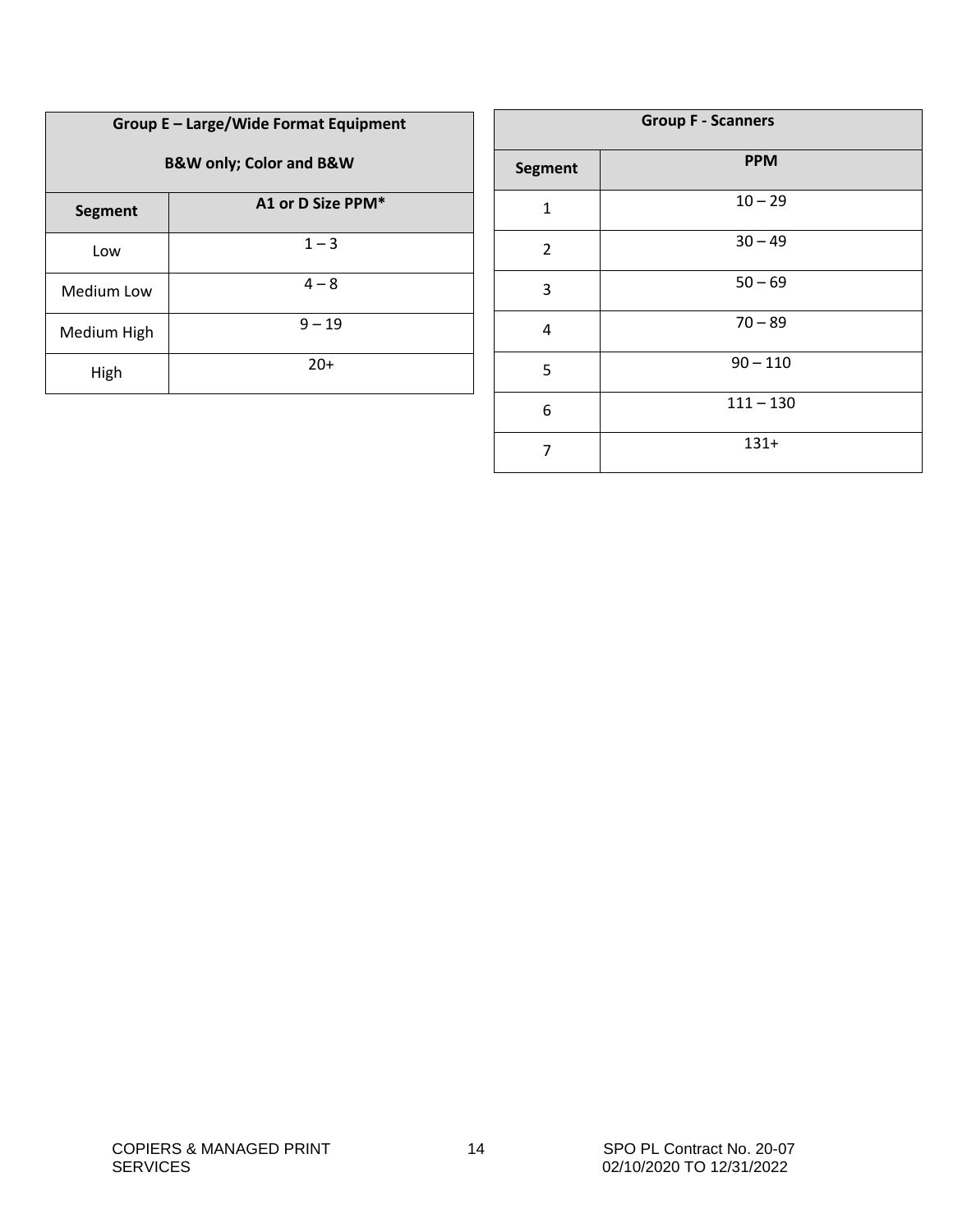| Group E – Large/Wide Format Equipment B&W only; Color and B&W | |
|---|---|
| **Segment** | **A1 or D Size PPM*** |
| Low | 1 – 3 |
| Medium Low | 4 – 8 |
| Medium High | 9 – 19 |
| High | 20+ |

| Group F - Scanners | |
|---|---|
| **Segment** | **PPM** |
| 1 | 10 – 29 |
| 2 | 30 – 49 |
| 3 | 50 – 69 |
| 4 | 70 – 89 |
| 5 | 90 – 110 |
| 6 | 111 – 130 |
| 7 | 131+ |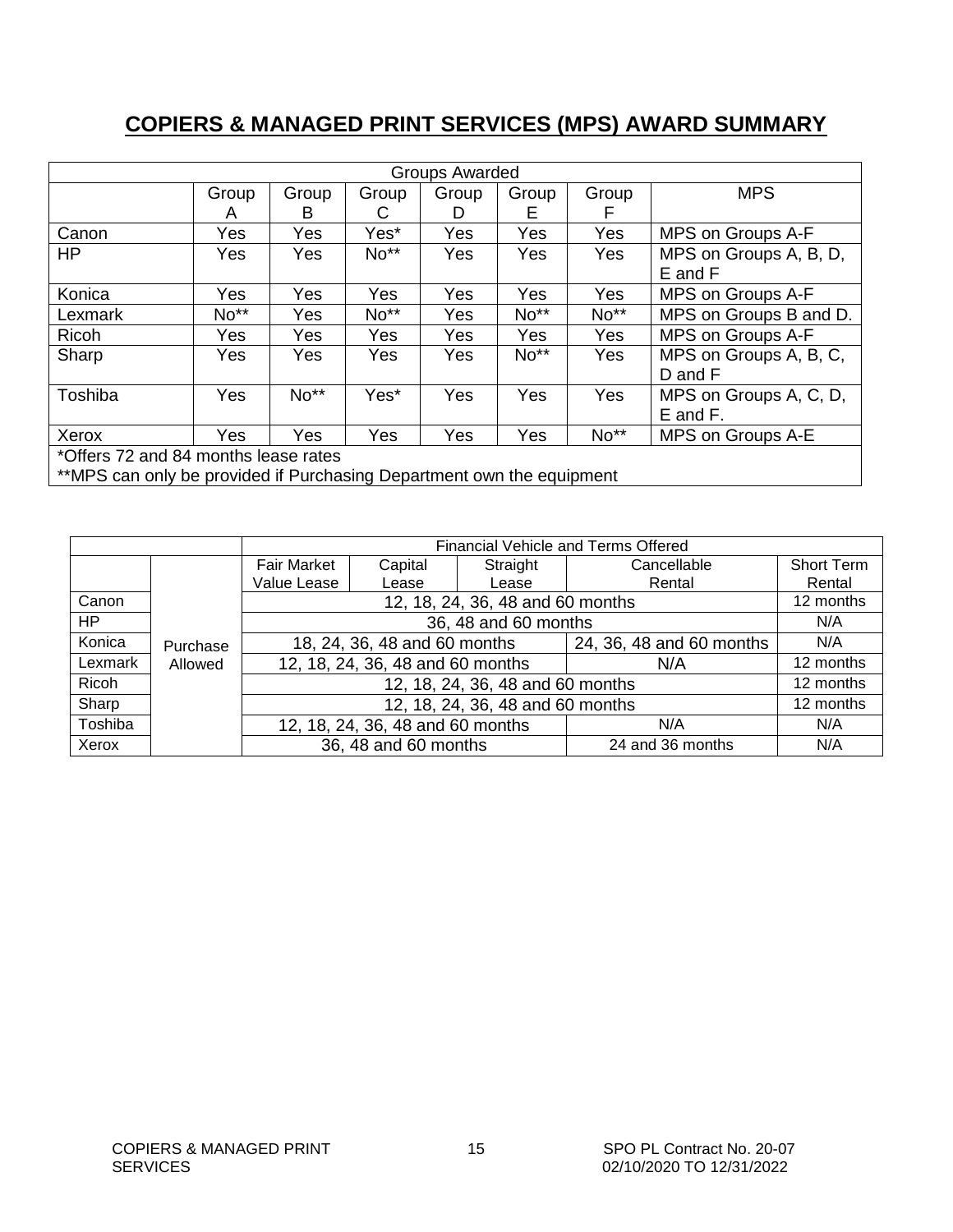## COPIERS & MANAGED PRINT SERVICES (MPS) AWARD SUMMARY

| Groups Awarded | | | | | | | |
|---|---|---|---|---|---|---|---|
| | Group A | Group B | Group C | Group D | Group E | Group F | MPS |
| Canon | Yes | Yes | Yes* | Yes | Yes | Yes | MPS on Groups A-F |
| HP | Yes | Yes | No** | Yes | Yes | Yes | MPS on Groups A, B, D, E and F |
| Konica | Yes | Yes | Yes | Yes | Yes | Yes | MPS on Groups A-F |
| Lexmark | No** | Yes | No** | Yes | No** | No** | MPS on Groups B and D. |
| Ricoh | Yes | Yes | Yes | Yes | Yes | Yes | MPS on Groups A-F |
| Sharp | Yes | Yes | Yes | Yes | No** | Yes | MPS on Groups A, B, C, D and F |
| Toshiba | Yes | No** | Yes* | Yes | Yes | Yes | MPS on Groups A, C, D, E and F. |
| Xerox | Yes | Yes | Yes | Yes | Yes | No** | MPS on Groups A-E |

*Offers 72 and 84 months lease rates

**MPS can only be provided if Purchasing Department own the equipment

| | | Financial Vehicle and Terms Offered | | | | |
|---|---|---|---|---|---|---|
| | | Fair Market Value Lease | Capital Lease | Straight Lease | Cancellable Rental | Short Term Rental |
| Canon | Purchase Allowed | 12, 18, 24, 36, 48 and 60 months | | | | 12 months |
| HP | Purchase Allowed | 36, 48 and 60 months | | | | N/A |
| Konica | Purchase Allowed | 18, 24, 36, 48 and 60 months | | | 24, 36, 48 and 60 months | N/A |
| Lexmark | Purchase Allowed | 12, 18, 24, 36, 48 and 60 months | | | N/A | 12 months |
| Ricoh | Purchase Allowed | 12, 18, 24, 36, 48 and 60 months | | | | 12 months |
| Sharp | Purchase Allowed | 12, 18, 24, 36, 48 and 60 months | | | | 12 months |
| Toshiba | Purchase Allowed | 12, 18, 24, 36, 48 and 60 months | | | N/A | N/A |
| Xerox | Purchase Allowed | 36, 48 and 60 months | | | 24 and 36 months | N/A |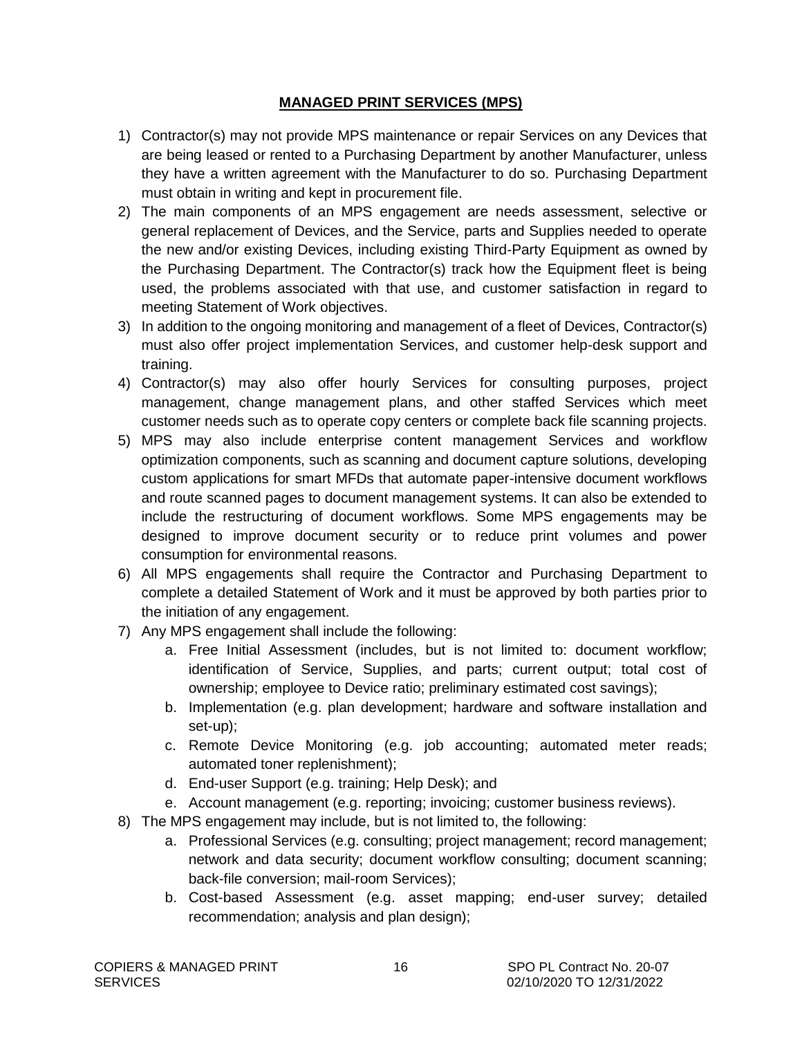## MANAGED PRINT SERVICES (MPS)

1) Contractor(s) may not provide MPS maintenance or repair Services on any Devices that are being leased or rented to a Purchasing Department by another Manufacturer, unless they have a written agreement with the Manufacturer to do so. Purchasing Department must obtain in writing and kept in procurement file.
2) The main components of an MPS engagement are needs assessment, selective or general replacement of Devices, and the Service, parts and Supplies needed to operate the new and/or existing Devices, including existing Third-Party Equipment as owned by the Purchasing Department. The Contractor(s) track how the Equipment fleet is being used, the problems associated with that use, and customer satisfaction in regard to meeting Statement of Work objectives.
3) In addition to the ongoing monitoring and management of a fleet of Devices, Contractor(s) must also offer project implementation Services, and customer help-desk support and training.
4) Contractor(s) may also offer hourly Services for consulting purposes, project management, change management plans, and other staffed Services which meet customer needs such as to operate copy centers or complete back file scanning projects.
5) MPS may also include enterprise content management Services and workflow optimization components, such as scanning and document capture solutions, developing custom applications for smart MFDs that automate paper-intensive document workflows and route scanned pages to document management systems. It can also be extended to include the restructuring of document workflows. Some MPS engagements may be designed to improve document security or to reduce print volumes and power consumption for environmental reasons.
6) All MPS engagements shall require the Contractor and Purchasing Department to complete a detailed Statement of Work and it must be approved by both parties prior to the initiation of any engagement.
7) Any MPS engagement shall include the following:
    a. Free Initial Assessment (includes, but is not limited to: document workflow; identification of Service, Supplies, and parts; current output; total cost of ownership; employee to Device ratio; preliminary estimated cost savings);
    b. Implementation (e.g. plan development; hardware and software installation and set-up);
    c. Remote Device Monitoring (e.g. job accounting; automated meter reads; automated toner replenishment);
    d. End-user Support (e.g. training; Help Desk); and
    e. Account management (e.g. reporting; invoicing; customer business reviews).
8) The MPS engagement may include, but is not limited to, the following:
    a. Professional Services (e.g. consulting; project management; record management; network and data security; document workflow consulting; document scanning; back-file conversion; mail-room Services);
    b. Cost-based Assessment (e.g. asset mapping; end-user survey; detailed recommendation; analysis and plan design);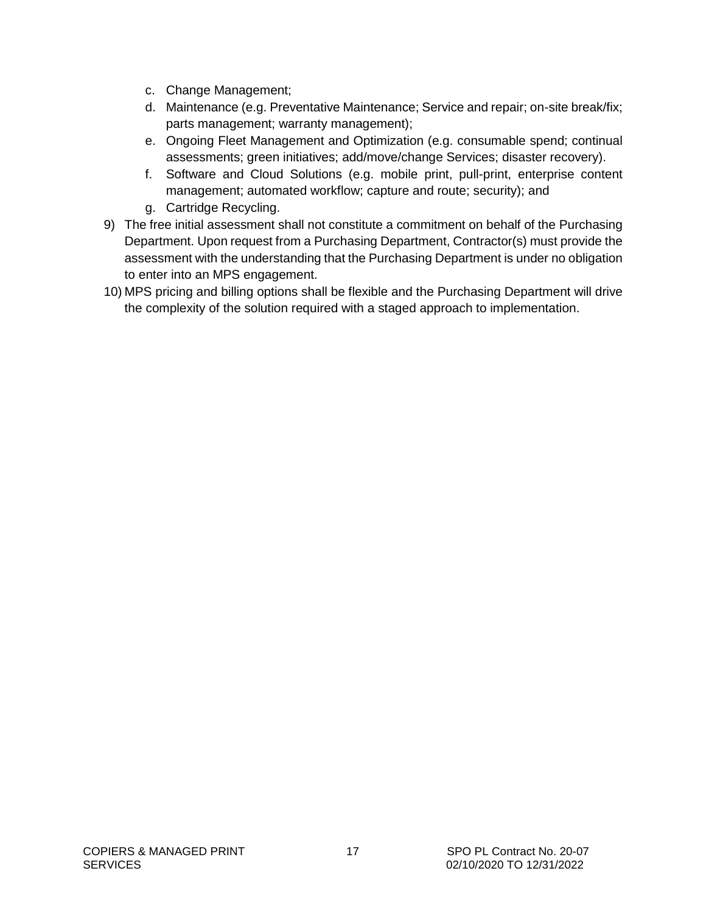c. Change Management;
d. Maintenance (e.g. Preventative Maintenance; Service and repair; on-site break/fix; parts management; warranty management);
e. Ongoing Fleet Management and Optimization (e.g. consumable spend; continual assessments; green initiatives; add/move/change Services; disaster recovery).
f. Software and Cloud Solutions (e.g. mobile print, pull-print, enterprise content management; automated workflow; capture and route; security); and
g. Cartridge Recycling.

9) The free initial assessment shall not constitute a commitment on behalf of the Purchasing Department. Upon request from a Purchasing Department, Contractor(s) must provide the assessment with the understanding that the Purchasing Department is under no obligation to enter into an MPS engagement.

10) MPS pricing and billing options shall be flexible and the Purchasing Department will drive the complexity of the solution required with a staged approach to implementation.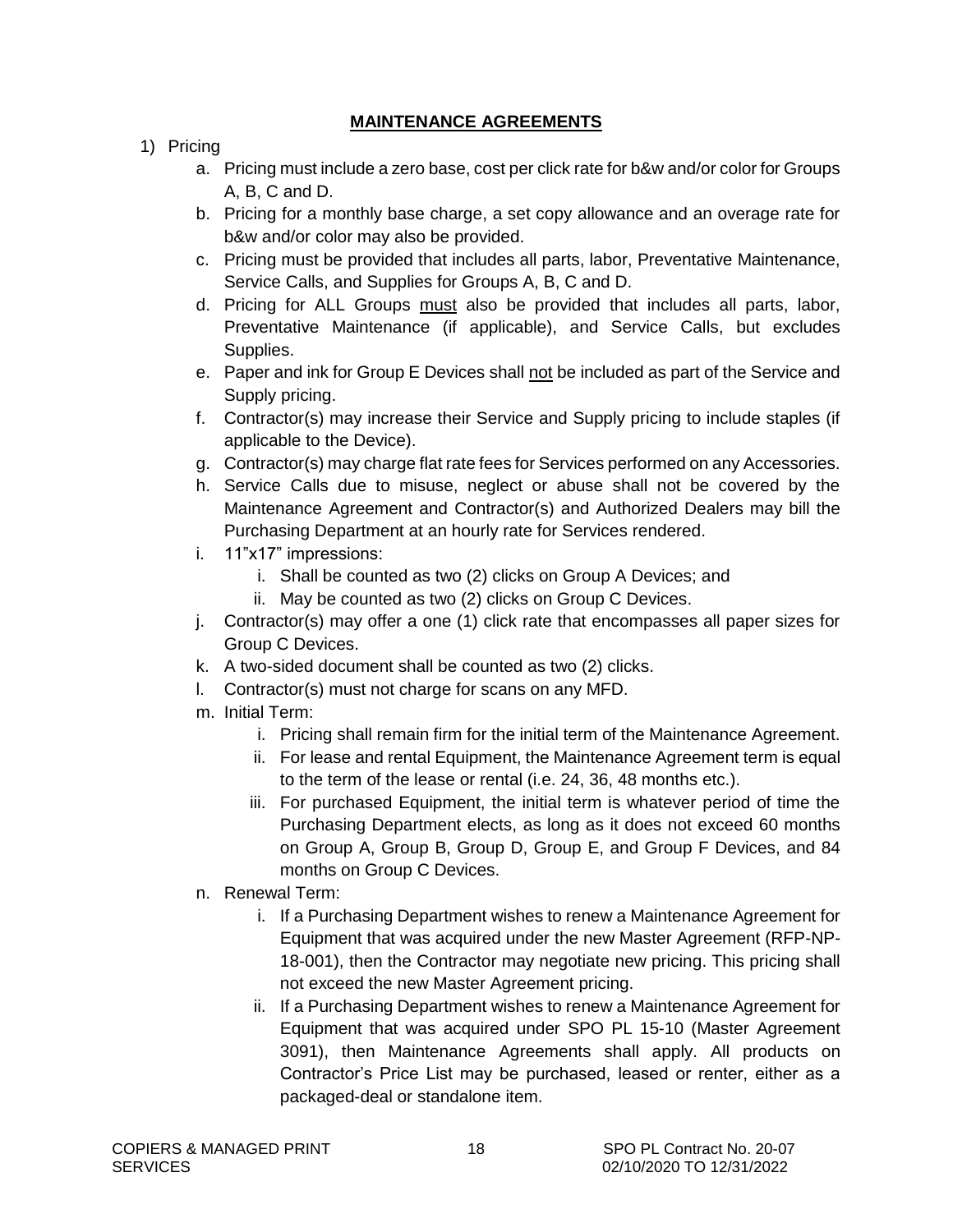## **MAINTENANCE AGREEMENTS**

1) Pricing
   a. Pricing must include a zero base, cost per click rate for b&w and/or color for Groups A, B, C and D.
   b. Pricing for a monthly base charge, a set copy allowance and an overage rate for b&w and/or color may also be provided.
   c. Pricing must be provided that includes all parts, labor, Preventative Maintenance, Service Calls, and Supplies for Groups A, B, C and D.
   d. Pricing for ALL Groups <u>must</u> also be provided that includes all parts, labor, Preventative Maintenance (if applicable), and Service Calls, but excludes Supplies.
   e. Paper and ink for Group E Devices shall <u>not</u> be included as part of the Service and Supply pricing.
   f. Contractor(s) may increase their Service and Supply pricing to include staples (if applicable to the Device).
   g. Contractor(s) may charge flat rate fees for Services performed on any Accessories.
   h. Service Calls due to misuse, neglect or abuse shall not be covered by the Maintenance Agreement and Contractor(s) and Authorized Dealers may bill the Purchasing Department at an hourly rate for Services rendered.
   i. 11"x17" impressions:
      i. Shall be counted as two (2) clicks on Group A Devices; and
      ii. May be counted as two (2) clicks on Group C Devices.
   j. Contractor(s) may offer a one (1) click rate that encompasses all paper sizes for Group C Devices.
   k. A two-sided document shall be counted as two (2) clicks.
   l. Contractor(s) must not charge for scans on any MFD.
   m. Initial Term:
      i. Pricing shall remain firm for the initial term of the Maintenance Agreement.
      ii. For lease and rental Equipment, the Maintenance Agreement term is equal to the term of the lease or rental (i.e. 24, 36, 48 months etc.).
      iii. For purchased Equipment, the initial term is whatever period of time the Purchasing Department elects, as long as it does not exceed 60 months on Group A, Group B, Group D, Group E, and Group F Devices, and 84 months on Group C Devices.
   n. Renewal Term:
      i. If a Purchasing Department wishes to renew a Maintenance Agreement for Equipment that was acquired under the new Master Agreement (RFP-NP-18-001), then the Contractor may negotiate new pricing. This pricing shall not exceed the new Master Agreement pricing.
      ii. If a Purchasing Department wishes to renew a Maintenance Agreement for Equipment that was acquired under SPO PL 15-10 (Master Agreement 3091), then Maintenance Agreements shall apply. All products on Contractor's Price List may be purchased, leased or renter, either as a packaged-deal or standalone item.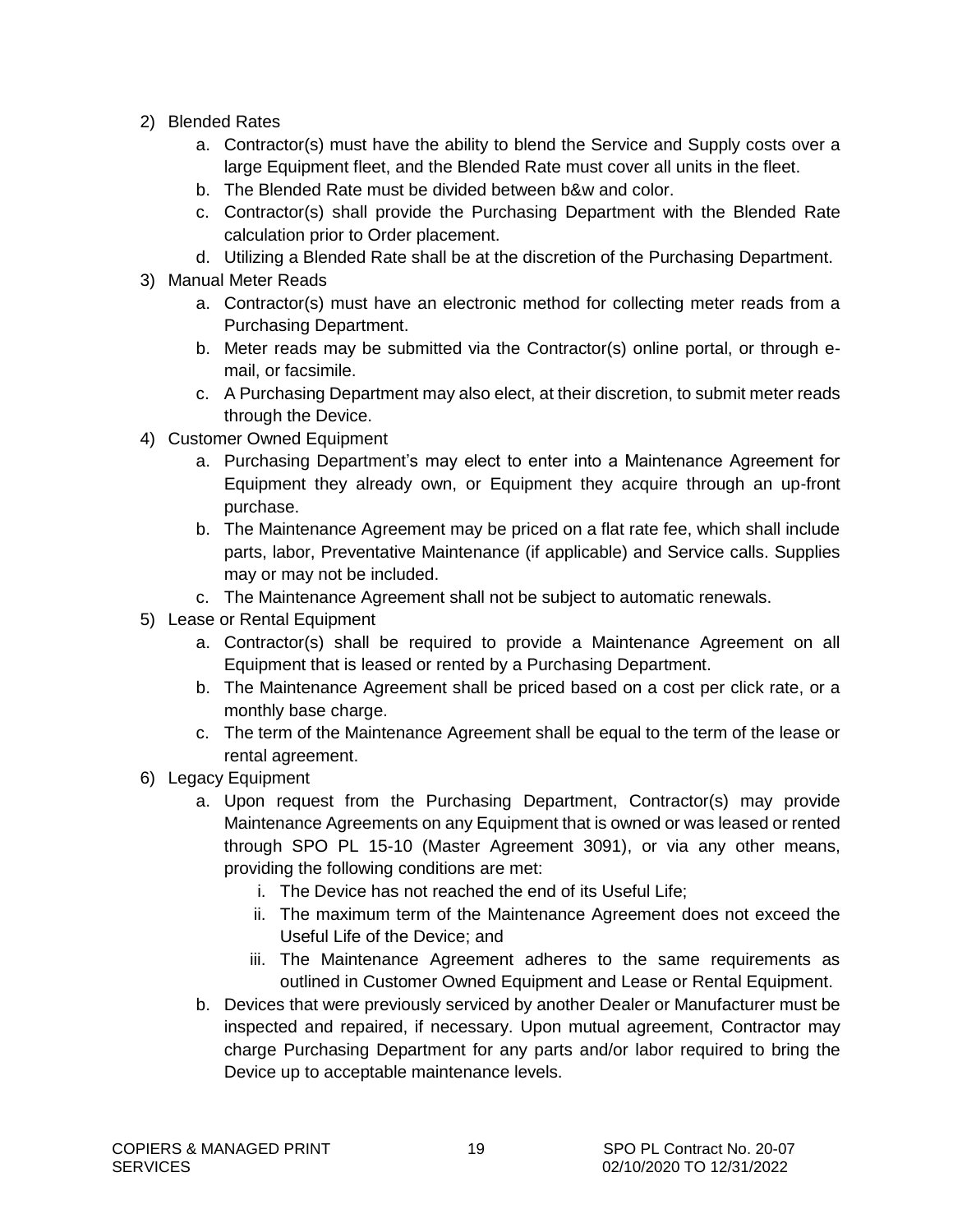2) Blended Rates
    a. Contractor(s) must have the ability to blend the Service and Supply costs over a large Equipment fleet, and the Blended Rate must cover all units in the fleet.
    b. The Blended Rate must be divided between b&w and color.
    c. Contractor(s) shall provide the Purchasing Department with the Blended Rate calculation prior to Order placement.
    d. Utilizing a Blended Rate shall be at the discretion of the Purchasing Department.
3) Manual Meter Reads
    a. Contractor(s) must have an electronic method for collecting meter reads from a Purchasing Department.
    b. Meter reads may be submitted via the Contractor(s) online portal, or through e-mail, or facsimile.
    c. A Purchasing Department may also elect, at their discretion, to submit meter reads through the Device.
4) Customer Owned Equipment
    a. Purchasing Department's may elect to enter into a Maintenance Agreement for Equipment they already own, or Equipment they acquire through an up-front purchase.
    b. The Maintenance Agreement may be priced on a flat rate fee, which shall include parts, labor, Preventative Maintenance (if applicable) and Service calls. Supplies may or may not be included.
    c. The Maintenance Agreement shall not be subject to automatic renewals.
5) Lease or Rental Equipment
    a. Contractor(s) shall be required to provide a Maintenance Agreement on all Equipment that is leased or rented by a Purchasing Department.
    b. The Maintenance Agreement shall be priced based on a cost per click rate, or a monthly base charge.
    c. The term of the Maintenance Agreement shall be equal to the term of the lease or rental agreement.
6) Legacy Equipment
    a. Upon request from the Purchasing Department, Contractor(s) may provide Maintenance Agreements on any Equipment that is owned or was leased or rented through SPO PL 15-10 (Master Agreement 3091), or via any other means, providing the following conditions are met:
        i. The Device has not reached the end of its Useful Life;
        ii. The maximum term of the Maintenance Agreement does not exceed the Useful Life of the Device; and
        iii. The Maintenance Agreement adheres to the same requirements as outlined in Customer Owned Equipment and Lease or Rental Equipment.
    b. Devices that were previously serviced by another Dealer or Manufacturer must be inspected and repaired, if necessary. Upon mutual agreement, Contractor may charge Purchasing Department for any parts and/or labor required to bring the Device up to acceptable maintenance levels.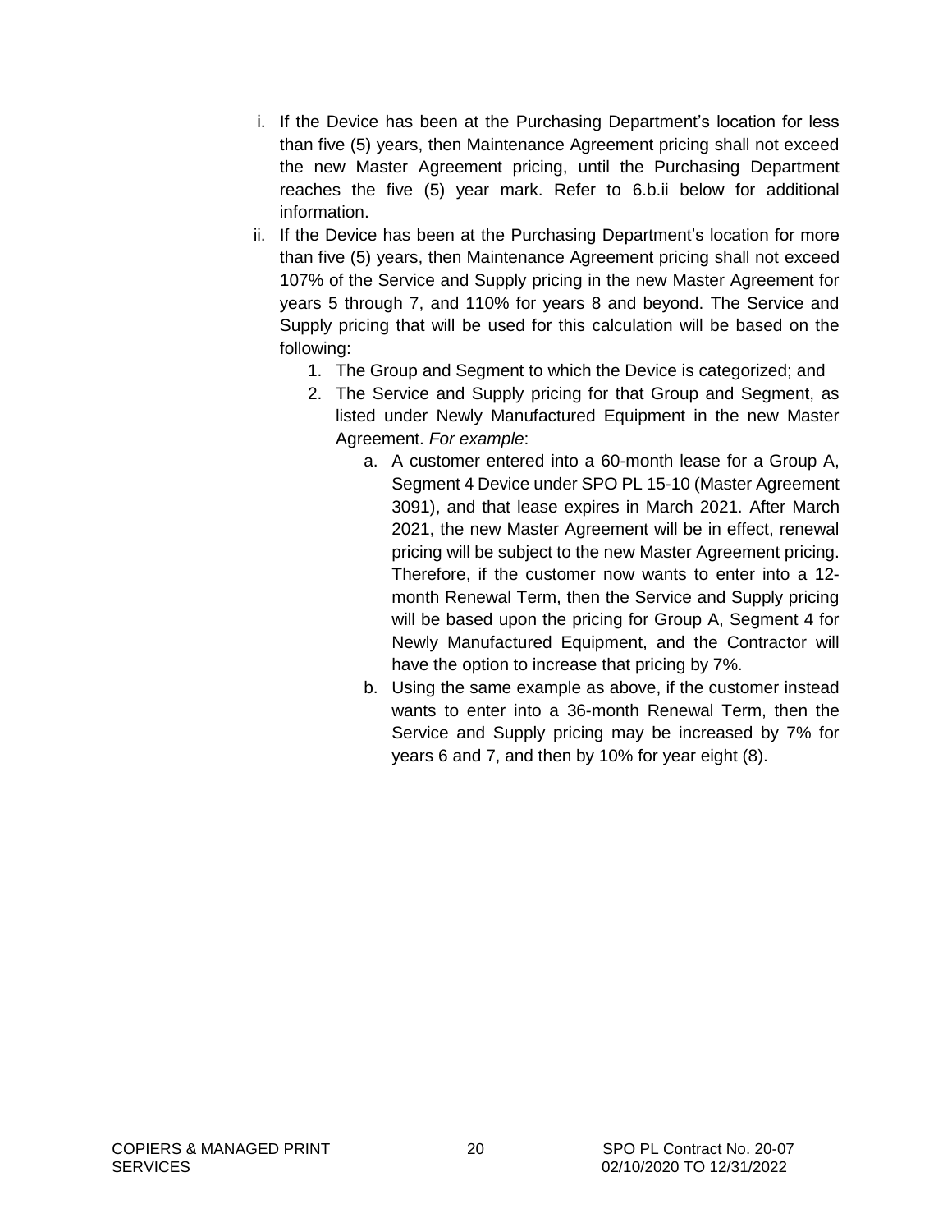i. If the Device has been at the Purchasing Department's location for less than five (5) years, then Maintenance Agreement pricing shall not exceed the new Master Agreement pricing, until the Purchasing Department reaches the five (5) year mark. Refer to 6.b.ii below for additional information.

ii. If the Device has been at the Purchasing Department's location for more than five (5) years, then Maintenance Agreement pricing shall not exceed 107% of the Service and Supply pricing in the new Master Agreement for years 5 through 7, and 110% for years 8 and beyond. The Service and Supply pricing that will be used for this calculation will be based on the following:

   1. The Group and Segment to which the Device is categorized; and
   2. The Service and Supply pricing for that Group and Segment, as listed under Newly Manufactured Equipment in the new Master Agreement. *For example*:
      a. A customer entered into a 60-month lease for a Group A, Segment 4 Device under SPO PL 15-10 (Master Agreement 3091), and that lease expires in March 2021. After March 2021, the new Master Agreement will be in effect, renewal pricing will be subject to the new Master Agreement pricing. Therefore, if the customer now wants to enter into a 12-month Renewal Term, then the Service and Supply pricing will be based upon the pricing for Group A, Segment 4 for Newly Manufactured Equipment, and the Contractor will have the option to increase that pricing by 7%.
      b. Using the same example as above, if the customer instead wants to enter into a 36-month Renewal Term, then the Service and Supply pricing may be increased by 7% for years 6 and 7, and then by 10% for year eight (8).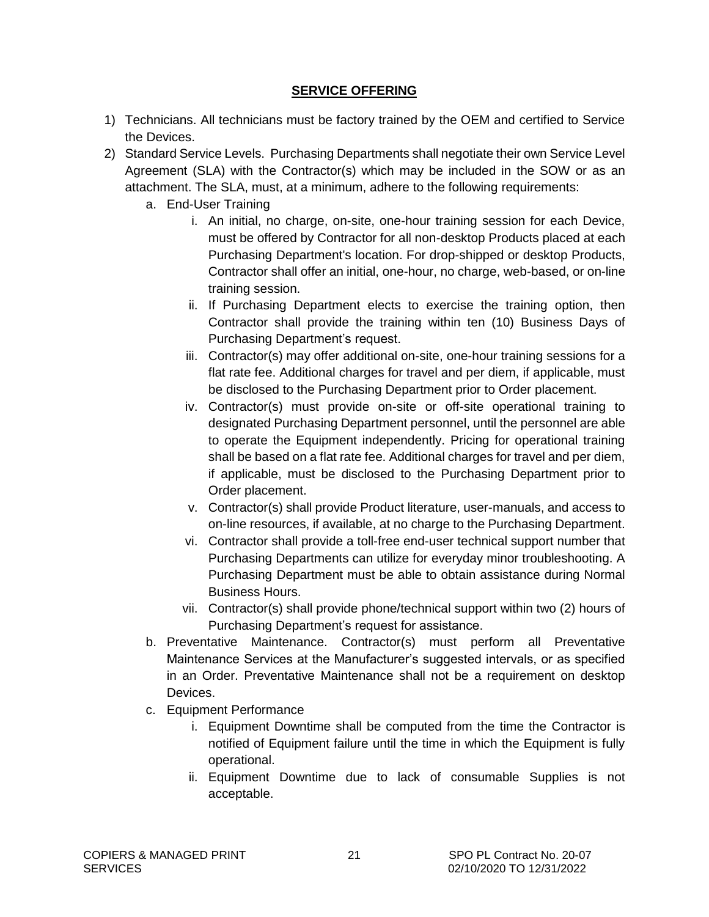## SERVICE OFFERING

1) Technicians. All technicians must be factory trained by the OEM and certified to Service the Devices.
2) Standard Service Levels. Purchasing Departments shall negotiate their own Service Level Agreement (SLA) with the Contractor(s) which may be included in the SOW or as an attachment. The SLA, must, at a minimum, adhere to the following requirements:
   a. End-User Training
      i. An initial, no charge, on-site, one-hour training session for each Device, must be offered by Contractor for all non-desktop Products placed at each Purchasing Department's location. For drop-shipped or desktop Products, Contractor shall offer an initial, one-hour, no charge, web-based, or on-line training session.
      ii. If Purchasing Department elects to exercise the training option, then Contractor shall provide the training within ten (10) Business Days of Purchasing Department's request.
      iii. Contractor(s) may offer additional on-site, one-hour training sessions for a flat rate fee. Additional charges for travel and per diem, if applicable, must be disclosed to the Purchasing Department prior to Order placement.
      iv. Contractor(s) must provide on-site or off-site operational training to designated Purchasing Department personnel, until the personnel are able to operate the Equipment independently. Pricing for operational training shall be based on a flat rate fee. Additional charges for travel and per diem, if applicable, must be disclosed to the Purchasing Department prior to Order placement.
      v. Contractor(s) shall provide Product literature, user-manuals, and access to on-line resources, if available, at no charge to the Purchasing Department.
      vi. Contractor shall provide a toll-free end-user technical support number that Purchasing Departments can utilize for everyday minor troubleshooting. A Purchasing Department must be able to obtain assistance during Normal Business Hours.
      vii. Contractor(s) shall provide phone/technical support within two (2) hours of Purchasing Department's request for assistance.
   b. Preventative Maintenance. Contractor(s) must perform all Preventative Maintenance Services at the Manufacturer's suggested intervals, or as specified in an Order. Preventative Maintenance shall not be a requirement on desktop Devices.
   c. Equipment Performance
      i. Equipment Downtime shall be computed from the time the Contractor is notified of Equipment failure until the time in which the Equipment is fully operational.
      ii. Equipment Downtime due to lack of consumable Supplies is not acceptable.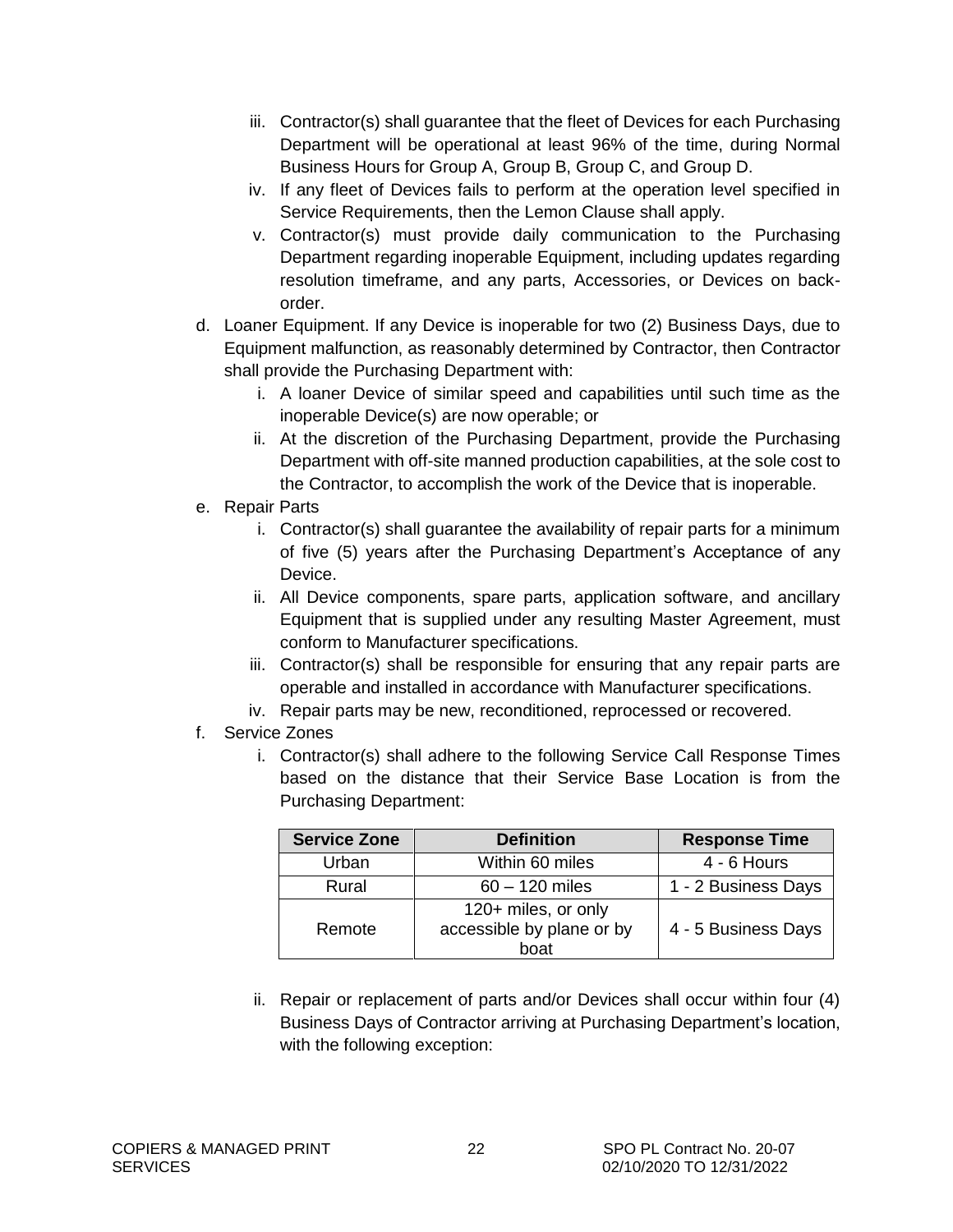iii. Contractor(s) shall guarantee that the fleet of Devices for each Purchasing Department will be operational at least 96% of the time, during Normal Business Hours for Group A, Group B, Group C, and Group D.

   iv. If any fleet of Devices fails to perform at the operation level specified in Service Requirements, then the Lemon Clause shall apply.

   v. Contractor(s) must provide daily communication to the Purchasing Department regarding inoperable Equipment, including updates regarding resolution timeframe, and any parts, Accessories, or Devices on back-order.

d. Loaner Equipment. If any Device is inoperable for two (2) Business Days, due to Equipment malfunction, as reasonably determined by Contractor, then Contractor shall provide the Purchasing Department with:

   i. A loaner Device of similar speed and capabilities until such time as the inoperable Device(s) are now operable; or

   ii. At the discretion of the Purchasing Department, provide the Purchasing Department with off-site manned production capabilities, at the sole cost to the Contractor, to accomplish the work of the Device that is inoperable.

e. Repair Parts

   i. Contractor(s) shall guarantee the availability of repair parts for a minimum of five (5) years after the Purchasing Department's Acceptance of any Device.

   ii. All Device components, spare parts, application software, and ancillary Equipment that is supplied under any resulting Master Agreement, must conform to Manufacturer specifications.

   iii. Contractor(s) shall be responsible for ensuring that any repair parts are operable and installed in accordance with Manufacturer specifications.

   iv. Repair parts may be new, reconditioned, reprocessed or recovered.

f. Service Zones

   i. Contractor(s) shall adhere to the following Service Call Response Times based on the distance that their Service Base Location is from the Purchasing Department:

| Service Zone | Definition | Response Time |
|---|---|---|
| Urban | Within 60 miles | 4 - 6 Hours |
| Rural | 60 – 120 miles | 1 - 2 Business Days |
| Remote | 120+ miles, or only accessible by plane or by boat | 4 - 5 Business Days |

   ii. Repair or replacement of parts and/or Devices shall occur within four (4) Business Days of Contractor arriving at Purchasing Department's location, with the following exception: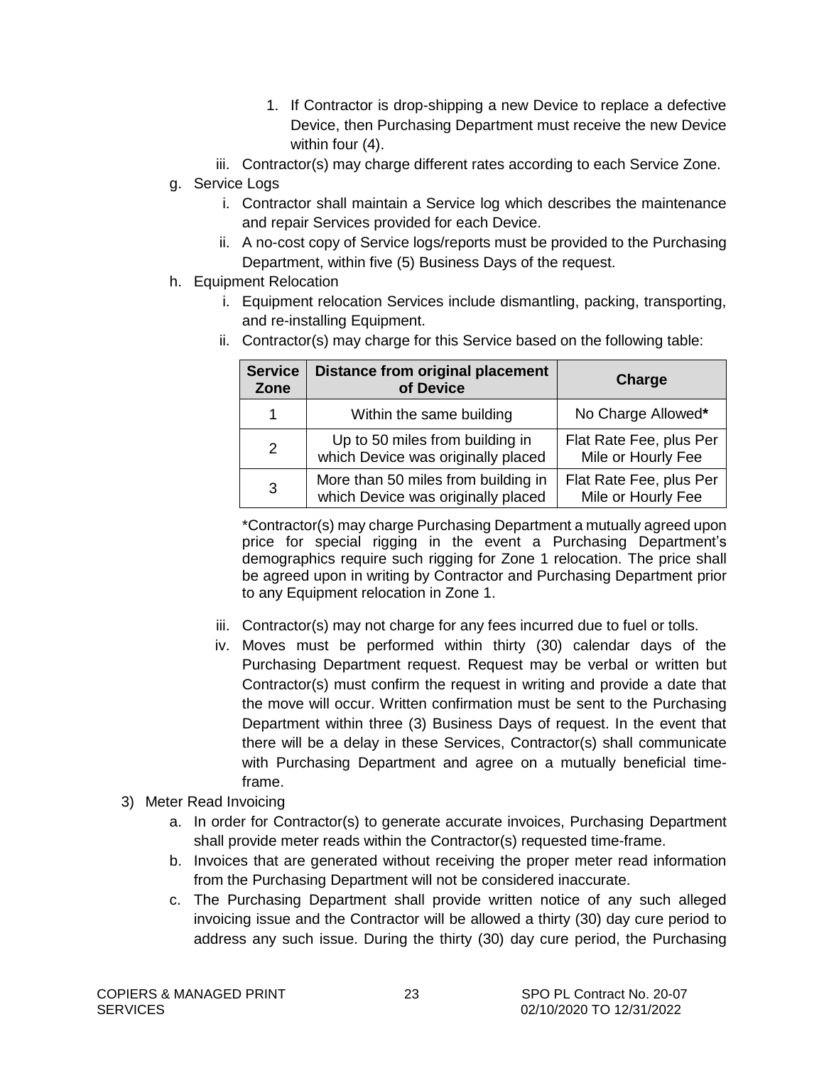1. If Contractor is drop-shipping a new Device to replace a defective Device, then Purchasing Department must receive the new Device within four (4).

iii. Contractor(s) may charge different rates according to each Service Zone.

g. Service Logs

i. Contractor shall maintain a Service log which describes the maintenance and repair Services provided for each Device.

ii. A no-cost copy of Service logs/reports must be provided to the Purchasing Department, within five (5) Business Days of the request.

h. Equipment Relocation

i. Equipment relocation Services include dismantling, packing, transporting, and re-installing Equipment.

ii. Contractor(s) may charge for this Service based on the following table:

| Service Zone | Distance from original placement of Device | Charge |
|---|---|---|
| 1 | Within the same building | No Charge Allowed* |
| 2 | Up to 50 miles from building in which Device was originally placed | Flat Rate Fee, plus Per Mile or Hourly Fee |
| 3 | More than 50 miles from building in which Device was originally placed | Flat Rate Fee, plus Per Mile or Hourly Fee |

*Contractor(s) may charge Purchasing Department a mutually agreed upon price for special rigging in the event a Purchasing Department's demographics require such rigging for Zone 1 relocation. The price shall be agreed upon in writing by Contractor and Purchasing Department prior to any Equipment relocation in Zone 1.

iii. Contractor(s) may not charge for any fees incurred due to fuel or tolls.

iv. Moves must be performed within thirty (30) calendar days of the Purchasing Department request. Request may be verbal or written but Contractor(s) must confirm the request in writing and provide a date that the move will occur. Written confirmation must be sent to the Purchasing Department within three (3) Business Days of request. In the event that there will be a delay in these Services, Contractor(s) shall communicate with Purchasing Department and agree on a mutually beneficial time-frame.

3) Meter Read Invoicing

a. In order for Contractor(s) to generate accurate invoices, Purchasing Department shall provide meter reads within the Contractor(s) requested time-frame.

b. Invoices that are generated without receiving the proper meter read information from the Purchasing Department will not be considered inaccurate.

c. The Purchasing Department shall provide written notice of any such alleged invoicing issue and the Contractor will be allowed a thirty (30) day cure period to address any such issue. During the thirty (30) day cure period, the Purchasing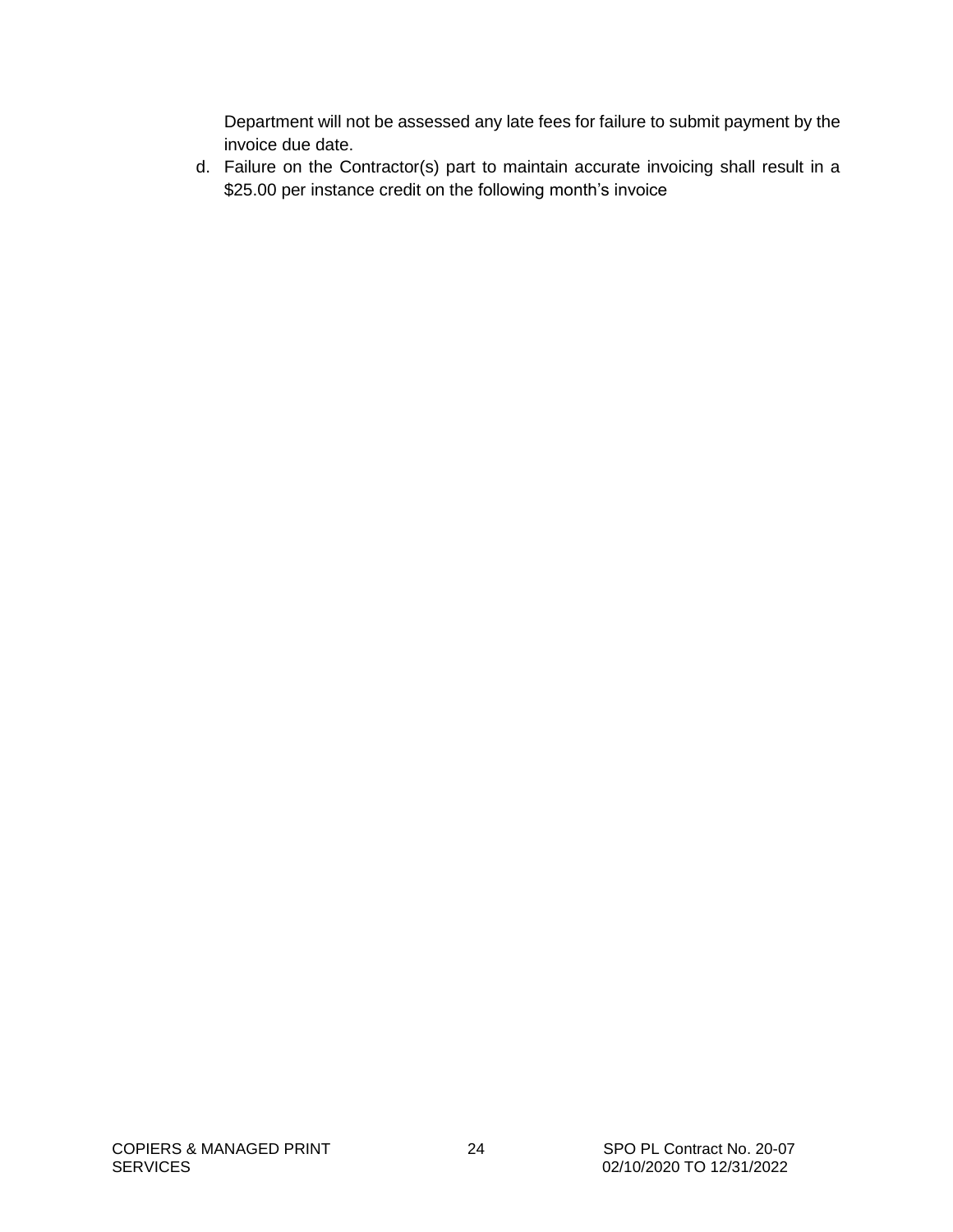Department will not be assessed any late fees for failure to submit payment by the invoice due date.

d. Failure on the Contractor(s) part to maintain accurate invoicing shall result in a $25.00 per instance credit on the following month's invoice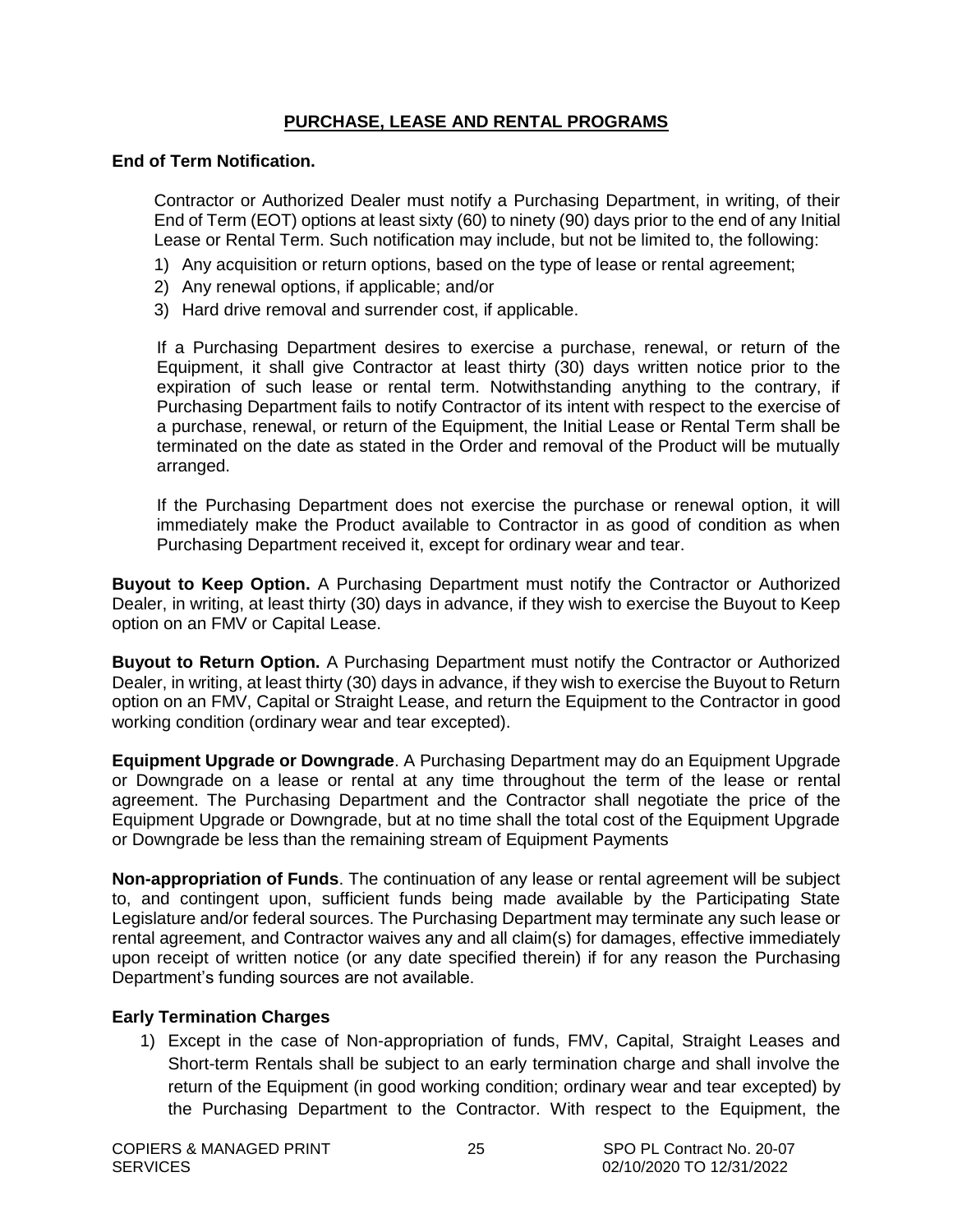## PURCHASE, LEASE AND RENTAL PROGRAMS

**End of Term Notification.**

Contractor or Authorized Dealer must notify a Purchasing Department, in writing, of their End of Term (EOT) options at least sixty (60) to ninety (90) days prior to the end of any Initial Lease or Rental Term. Such notification may include, but not be limited to, the following:

1) Any acquisition or return options, based on the type of lease or rental agreement;
2) Any renewal options, if applicable; and/or
3) Hard drive removal and surrender cost, if applicable.

If a Purchasing Department desires to exercise a purchase, renewal, or return of the Equipment, it shall give Contractor at least thirty (30) days written notice prior to the expiration of such lease or rental term. Notwithstanding anything to the contrary, if Purchasing Department fails to notify Contractor of its intent with respect to the exercise of a purchase, renewal, or return of the Equipment, the Initial Lease or Rental Term shall be terminated on the date as stated in the Order and removal of the Product will be mutually arranged.

If the Purchasing Department does not exercise the purchase or renewal option, it will immediately make the Product available to Contractor in as good of condition as when Purchasing Department received it, except for ordinary wear and tear.

**Buyout to Keep Option.** A Purchasing Department must notify the Contractor or Authorized Dealer, in writing, at least thirty (30) days in advance, if they wish to exercise the Buyout to Keep option on an FMV or Capital Lease.

**Buyout to Return Option.** A Purchasing Department must notify the Contractor or Authorized Dealer, in writing, at least thirty (30) days in advance, if they wish to exercise the Buyout to Return option on an FMV, Capital or Straight Lease, and return the Equipment to the Contractor in good working condition (ordinary wear and tear excepted).

**Equipment Upgrade or Downgrade**. A Purchasing Department may do an Equipment Upgrade or Downgrade on a lease or rental at any time throughout the term of the lease or rental agreement. The Purchasing Department and the Contractor shall negotiate the price of the Equipment Upgrade or Downgrade, but at no time shall the total cost of the Equipment Upgrade or Downgrade be less than the remaining stream of Equipment Payments

**Non-appropriation of Funds**. The continuation of any lease or rental agreement will be subject to, and contingent upon, sufficient funds being made available by the Participating State Legislature and/or federal sources. The Purchasing Department may terminate any such lease or rental agreement, and Contractor waives any and all claim(s) for damages, effective immediately upon receipt of written notice (or any date specified therein) if for any reason the Purchasing Department's funding sources are not available.

**Early Termination Charges**

1) Except in the case of Non-appropriation of funds, FMV, Capital, Straight Leases and Short-term Rentals shall be subject to an early termination charge and shall involve the return of the Equipment (in good working condition; ordinary wear and tear excepted) by the Purchasing Department to the Contractor. With respect to the Equipment, the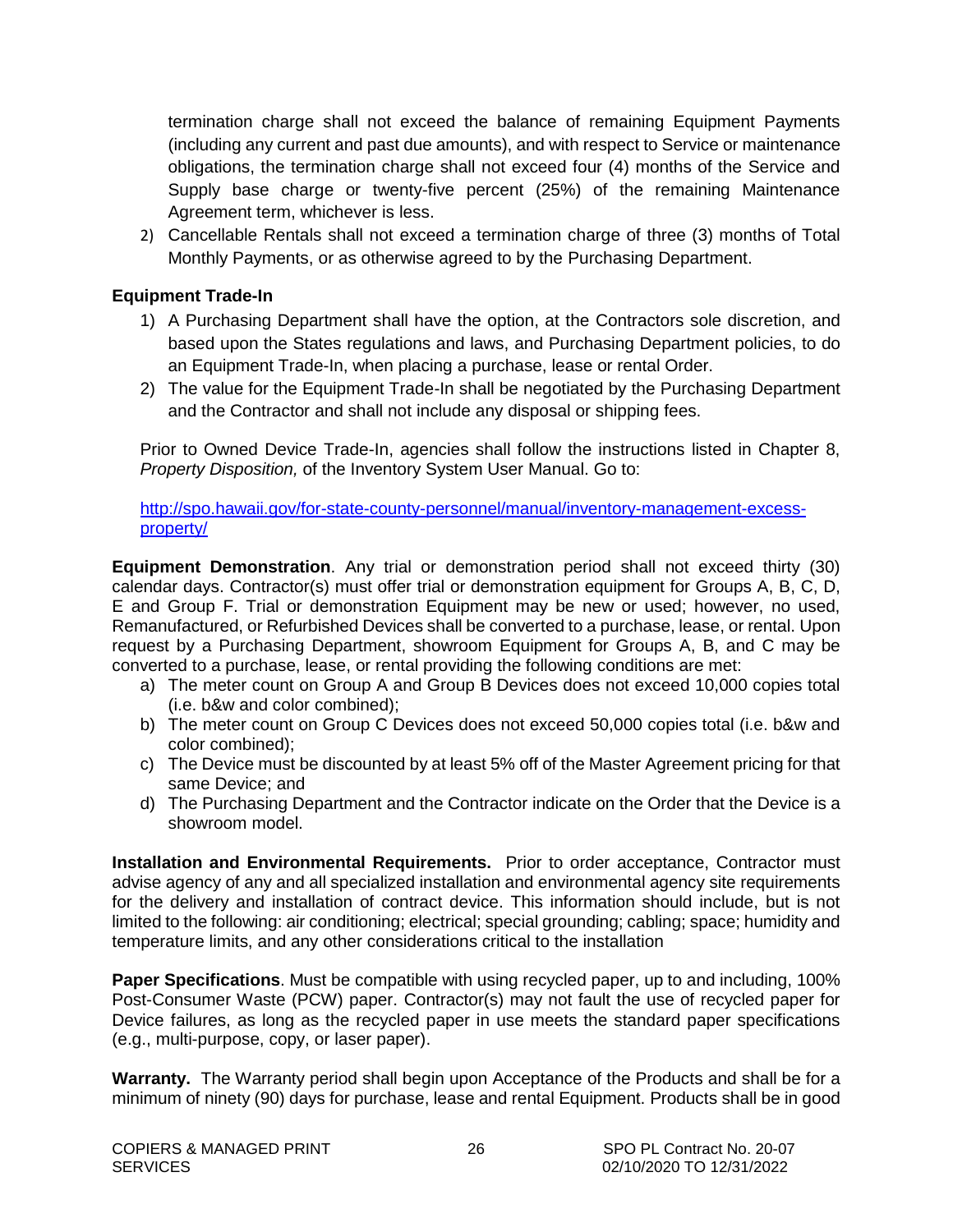termination charge shall not exceed the balance of remaining Equipment Payments (including any current and past due amounts), and with respect to Service or maintenance obligations, the termination charge shall not exceed four (4) months of the Service and Supply base charge or twenty-five percent (25%) of the remaining Maintenance Agreement term, whichever is less.

2) Cancellable Rentals shall not exceed a termination charge of three (3) months of Total Monthly Payments, or as otherwise agreed to by the Purchasing Department.

**Equipment Trade-In**

1) A Purchasing Department shall have the option, at the Contractors sole discretion, and based upon the States regulations and laws, and Purchasing Department policies, to do an Equipment Trade-In, when placing a purchase, lease or rental Order.
2) The value for the Equipment Trade-In shall be negotiated by the Purchasing Department and the Contractor and shall not include any disposal or shipping fees.

Prior to Owned Device Trade-In, agencies shall follow the instructions listed in Chapter 8, *Property Disposition,* of the Inventory System User Manual. Go to:

http://spo.hawaii.gov/for-state-county-personnel/manual/inventory-management-excess-property/

**Equipment Demonstration**. Any trial or demonstration period shall not exceed thirty (30) calendar days. Contractor(s) must offer trial or demonstration equipment for Groups A, B, C, D, E and Group F. Trial or demonstration Equipment may be new or used; however, no used, Remanufactured, or Refurbished Devices shall be converted to a purchase, lease, or rental. Upon request by a Purchasing Department, showroom Equipment for Groups A, B, and C may be converted to a purchase, lease, or rental providing the following conditions are met:

a) The meter count on Group A and Group B Devices does not exceed 10,000 copies total (i.e. b&w and color combined);
b) The meter count on Group C Devices does not exceed 50,000 copies total (i.e. b&w and color combined);
c) The Device must be discounted by at least 5% off of the Master Agreement pricing for that same Device; and
d) The Purchasing Department and the Contractor indicate on the Order that the Device is a showroom model.

**Installation and Environmental Requirements.** Prior to order acceptance, Contractor must advise agency of any and all specialized installation and environmental agency site requirements for the delivery and installation of contract device. This information should include, but is not limited to the following: air conditioning; electrical; special grounding; cabling; space; humidity and temperature limits, and any other considerations critical to the installation

**Paper Specifications**. Must be compatible with using recycled paper, up to and including, 100% Post-Consumer Waste (PCW) paper. Contractor(s) may not fault the use of recycled paper for Device failures, as long as the recycled paper in use meets the standard paper specifications (e.g., multi-purpose, copy, or laser paper).

**Warranty.** The Warranty period shall begin upon Acceptance of the Products and shall be for a minimum of ninety (90) days for purchase, lease and rental Equipment. Products shall be in good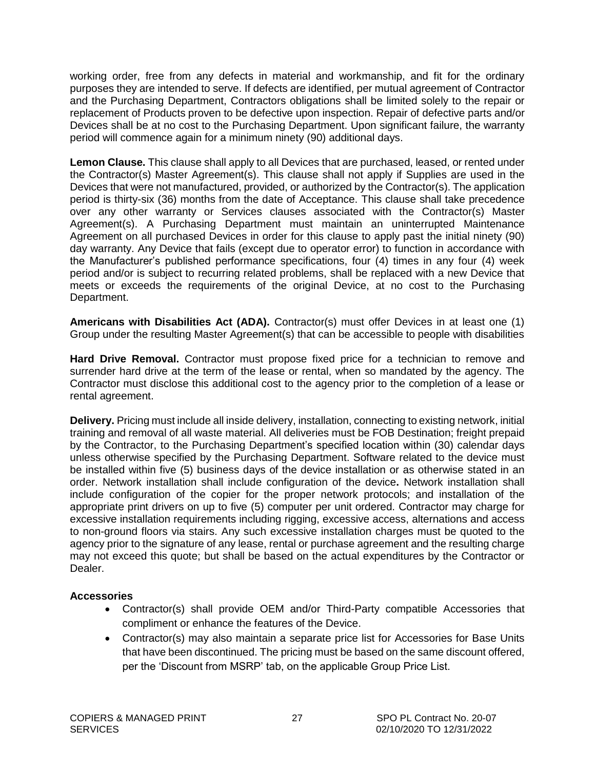working order, free from any defects in material and workmanship, and fit for the ordinary purposes they are intended to serve. If defects are identified, per mutual agreement of Contractor and the Purchasing Department, Contractors obligations shall be limited solely to the repair or replacement of Products proven to be defective upon inspection. Repair of defective parts and/or Devices shall be at no cost to the Purchasing Department. Upon significant failure, the warranty period will commence again for a minimum ninety (90) additional days.

**Lemon Clause.** This clause shall apply to all Devices that are purchased, leased, or rented under the Contractor(s) Master Agreement(s). This clause shall not apply if Supplies are used in the Devices that were not manufactured, provided, or authorized by the Contractor(s). The application period is thirty-six (36) months from the date of Acceptance. This clause shall take precedence over any other warranty or Services clauses associated with the Contractor(s) Master Agreement(s). A Purchasing Department must maintain an uninterrupted Maintenance Agreement on all purchased Devices in order for this clause to apply past the initial ninety (90) day warranty. Any Device that fails (except due to operator error) to function in accordance with the Manufacturer's published performance specifications, four (4) times in any four (4) week period and/or is subject to recurring related problems, shall be replaced with a new Device that meets or exceeds the requirements of the original Device, at no cost to the Purchasing Department.

**Americans with Disabilities Act (ADA).** Contractor(s) must offer Devices in at least one (1) Group under the resulting Master Agreement(s) that can be accessible to people with disabilities

**Hard Drive Removal.** Contractor must propose fixed price for a technician to remove and surrender hard drive at the term of the lease or rental, when so mandated by the agency. The Contractor must disclose this additional cost to the agency prior to the completion of a lease or rental agreement.

**Delivery.** Pricing must include all inside delivery, installation, connecting to existing network, initial training and removal of all waste material. All deliveries must be FOB Destination; freight prepaid by the Contractor, to the Purchasing Department's specified location within (30) calendar days unless otherwise specified by the Purchasing Department. Software related to the device must be installed within five (5) business days of the device installation or as otherwise stated in an order. Network installation shall include configuration of the device**.** Network installation shall include configuration of the copier for the proper network protocols; and installation of the appropriate print drivers on up to five (5) computer per unit ordered. Contractor may charge for excessive installation requirements including rigging, excessive access, alternations and access to non-ground floors via stairs. Any such excessive installation charges must be quoted to the agency prior to the signature of any lease, rental or purchase agreement and the resulting charge may not exceed this quote; but shall be based on the actual expenditures by the Contractor or Dealer.

**Accessories**

- Contractor(s) shall provide OEM and/or Third-Party compatible Accessories that compliment or enhance the features of the Device.
- Contractor(s) may also maintain a separate price list for Accessories for Base Units that have been discontinued. The pricing must be based on the same discount offered, per the 'Discount from MSRP' tab, on the applicable Group Price List.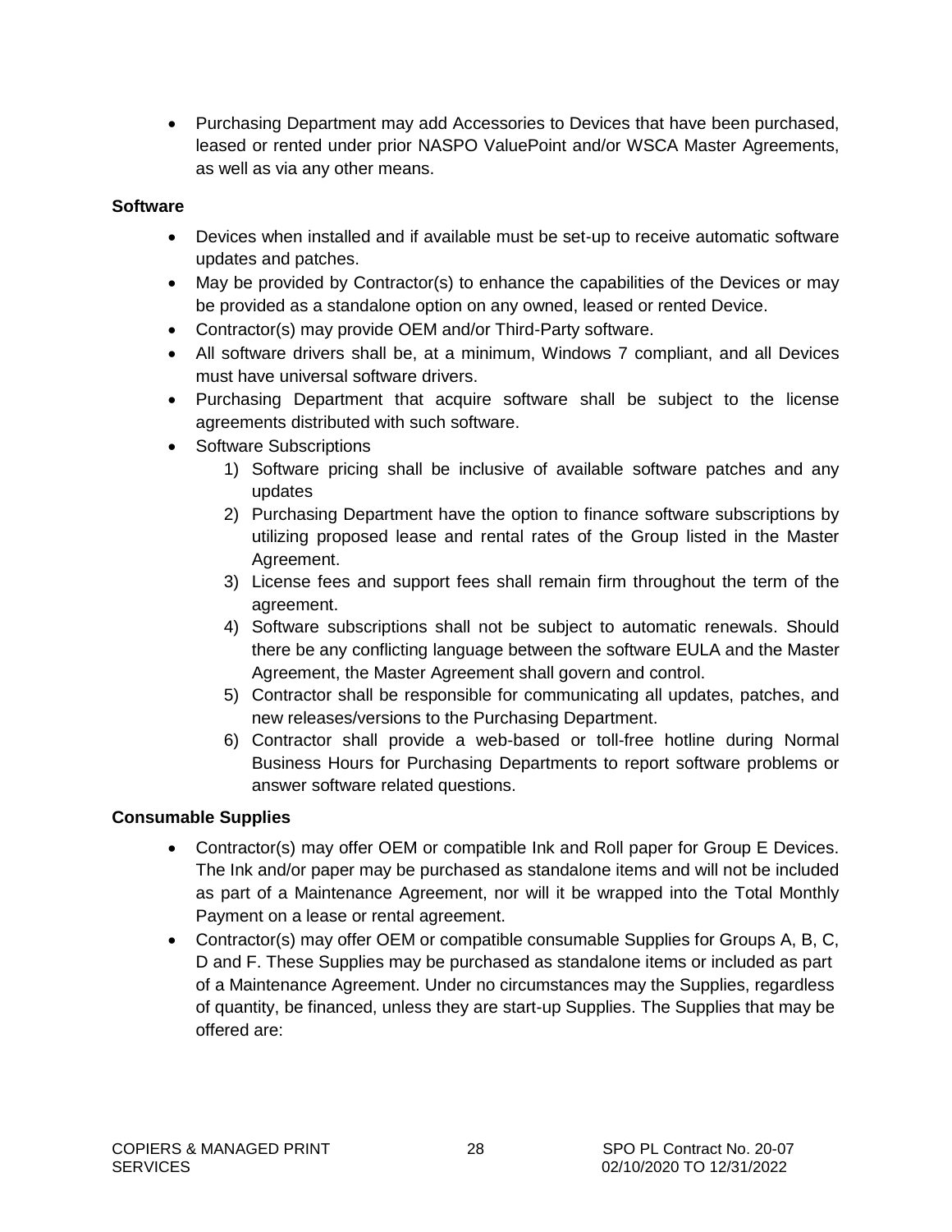- Purchasing Department may add Accessories to Devices that have been purchased, leased or rented under prior NASPO ValuePoint and/or WSCA Master Agreements, as well as via any other means.

**Software**

- Devices when installed and if available must be set-up to receive automatic software updates and patches.
- May be provided by Contractor(s) to enhance the capabilities of the Devices or may be provided as a standalone option on any owned, leased or rented Device.
- Contractor(s) may provide OEM and/or Third-Party software.
- All software drivers shall be, at a minimum, Windows 7 compliant, and all Devices must have universal software drivers.
- Purchasing Department that acquire software shall be subject to the license agreements distributed with such software.
- Software Subscriptions
    1) Software pricing shall be inclusive of available software patches and any updates
    2) Purchasing Department have the option to finance software subscriptions by utilizing proposed lease and rental rates of the Group listed in the Master Agreement.
    3) License fees and support fees shall remain firm throughout the term of the agreement.
    4) Software subscriptions shall not be subject to automatic renewals. Should there be any conflicting language between the software EULA and the Master Agreement, the Master Agreement shall govern and control.
    5) Contractor shall be responsible for communicating all updates, patches, and new releases/versions to the Purchasing Department.
    6) Contractor shall provide a web-based or toll-free hotline during Normal Business Hours for Purchasing Departments to report software problems or answer software related questions.

**Consumable Supplies**

- Contractor(s) may offer OEM or compatible Ink and Roll paper for Group E Devices. The Ink and/or paper may be purchased as standalone items and will not be included as part of a Maintenance Agreement, nor will it be wrapped into the Total Monthly Payment on a lease or rental agreement.
- Contractor(s) may offer OEM or compatible consumable Supplies for Groups A, B, C, D and F. These Supplies may be purchased as standalone items or included as part of a Maintenance Agreement. Under no circumstances may the Supplies, regardless of quantity, be financed, unless they are start-up Supplies. The Supplies that may be offered are: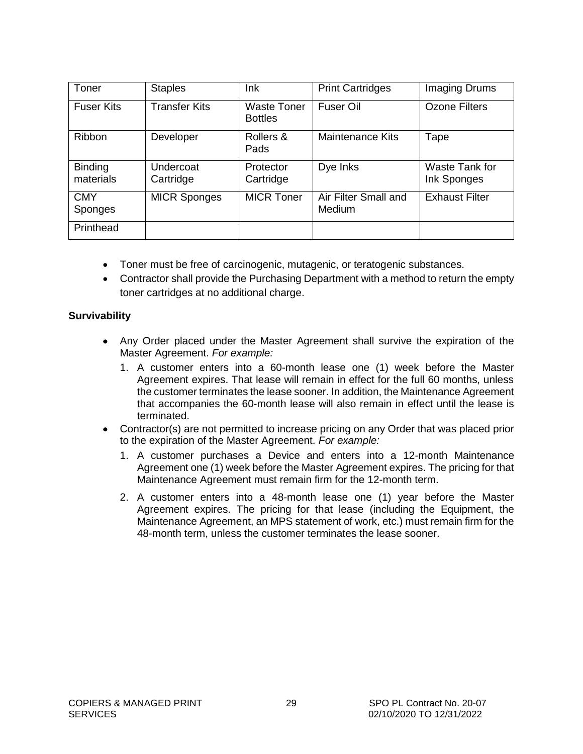| Toner | Staples | Ink | Print Cartridges | Imaging Drums |
|---|---|---|---|---|
| Fuser Kits | Transfer Kits | Waste Toner Bottles | Fuser Oil | Ozone Filters |
| Ribbon | Developer | Rollers & Pads | Maintenance Kits | Tape |
| Binding materials | Undercoat Cartridge | Protector Cartridge | Dye Inks | Waste Tank for Ink Sponges |
| CMY Sponges | MICR Sponges | MICR Toner | Air Filter Small and Medium | Exhaust Filter |
| Printhead | | | | |

- Toner must be free of carcinogenic, mutagenic, or teratogenic substances.
- Contractor shall provide the Purchasing Department with a method to return the empty toner cartridges at no additional charge.

**Survivability**

- Any Order placed under the Master Agreement shall survive the expiration of the Master Agreement. *For example:*
    1. A customer enters into a 60-month lease one (1) week before the Master Agreement expires. That lease will remain in effect for the full 60 months, unless the customer terminates the lease sooner. In addition, the Maintenance Agreement that accompanies the 60-month lease will also remain in effect until the lease is terminated.
- Contractor(s) are not permitted to increase pricing on any Order that was placed prior to the expiration of the Master Agreement. *For example:*
    1. A customer purchases a Device and enters into a 12-month Maintenance Agreement one (1) week before the Master Agreement expires. The pricing for that Maintenance Agreement must remain firm for the 12-month term.
    2. A customer enters into a 48-month lease one (1) year before the Master Agreement expires. The pricing for that lease (including the Equipment, the Maintenance Agreement, an MPS statement of work, etc.) must remain firm for the 48-month term, unless the customer terminates the lease sooner.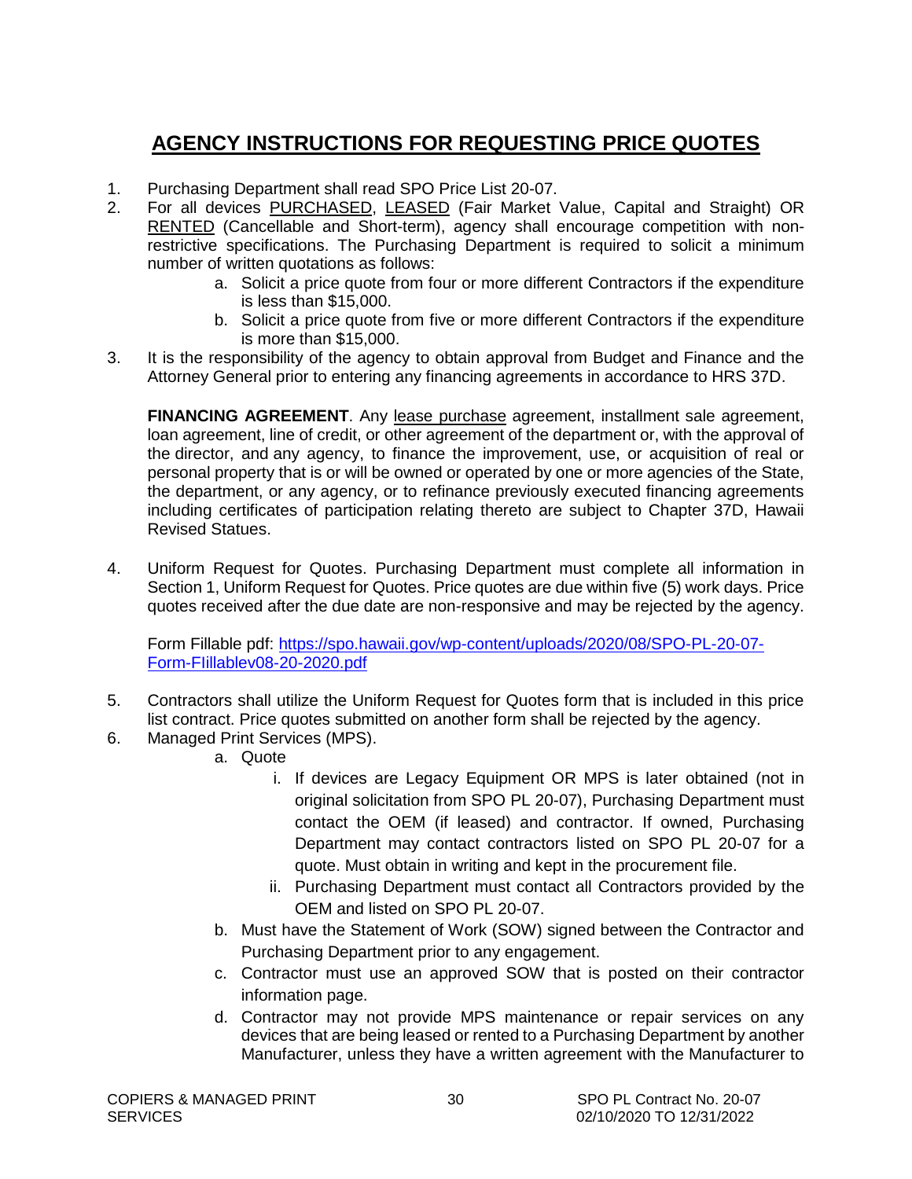# AGENCY INSTRUCTIONS FOR REQUESTING PRICE QUOTES

1. Purchasing Department shall read SPO Price List 20-07.
2. For all devices PURCHASED, LEASED (Fair Market Value, Capital and Straight) OR RENTED (Cancellable and Short-term), agency shall encourage competition with non-restrictive specifications. The Purchasing Department is required to solicit a minimum number of written quotations as follows:
   a. Solicit a price quote from four or more different Contractors if the expenditure is less than $15,000.
   b. Solicit a price quote from five or more different Contractors if the expenditure is more than $15,000.
3. It is the responsibility of the agency to obtain approval from Budget and Finance and the Attorney General prior to entering any financing agreements in accordance to HRS 37D.

   **FINANCING AGREEMENT**. Any lease purchase agreement, installment sale agreement, loan agreement, line of credit, or other agreement of the department or, with the approval of the director, and any agency, to finance the improvement, use, or acquisition of real or personal property that is or will be owned or operated by one or more agencies of the State, the department, or any agency, or to refinance previously executed financing agreements including certificates of participation relating thereto are subject to Chapter 37D, Hawaii Revised Statues.

4. Uniform Request for Quotes. Purchasing Department must complete all information in Section 1, Uniform Request for Quotes. Price quotes are due within five (5) work days. Price quotes received after the due date are non-responsive and may be rejected by the agency.

   Form Fillable pdf: https://spo.hawaii.gov/wp-content/uploads/2020/08/SPO-PL-20-07-Form-FIillablev08-20-2020.pdf

5. Contractors shall utilize the Uniform Request for Quotes form that is included in this price list contract. Price quotes submitted on another form shall be rejected by the agency.
6. Managed Print Services (MPS).
   a. Quote
      i. If devices are Legacy Equipment OR MPS is later obtained (not in original solicitation from SPO PL 20-07), Purchasing Department must contact the OEM (if leased) and contractor. If owned, Purchasing Department may contact contractors listed on SPO PL 20-07 for a quote. Must obtain in writing and kept in the procurement file.
      ii. Purchasing Department must contact all Contractors provided by the OEM and listed on SPO PL 20-07.
   b. Must have the Statement of Work (SOW) signed between the Contractor and Purchasing Department prior to any engagement.
   c. Contractor must use an approved SOW that is posted on their contractor information page.
   d. Contractor may not provide MPS maintenance or repair services on any devices that are being leased or rented to a Purchasing Department by another Manufacturer, unless they have a written agreement with the Manufacturer to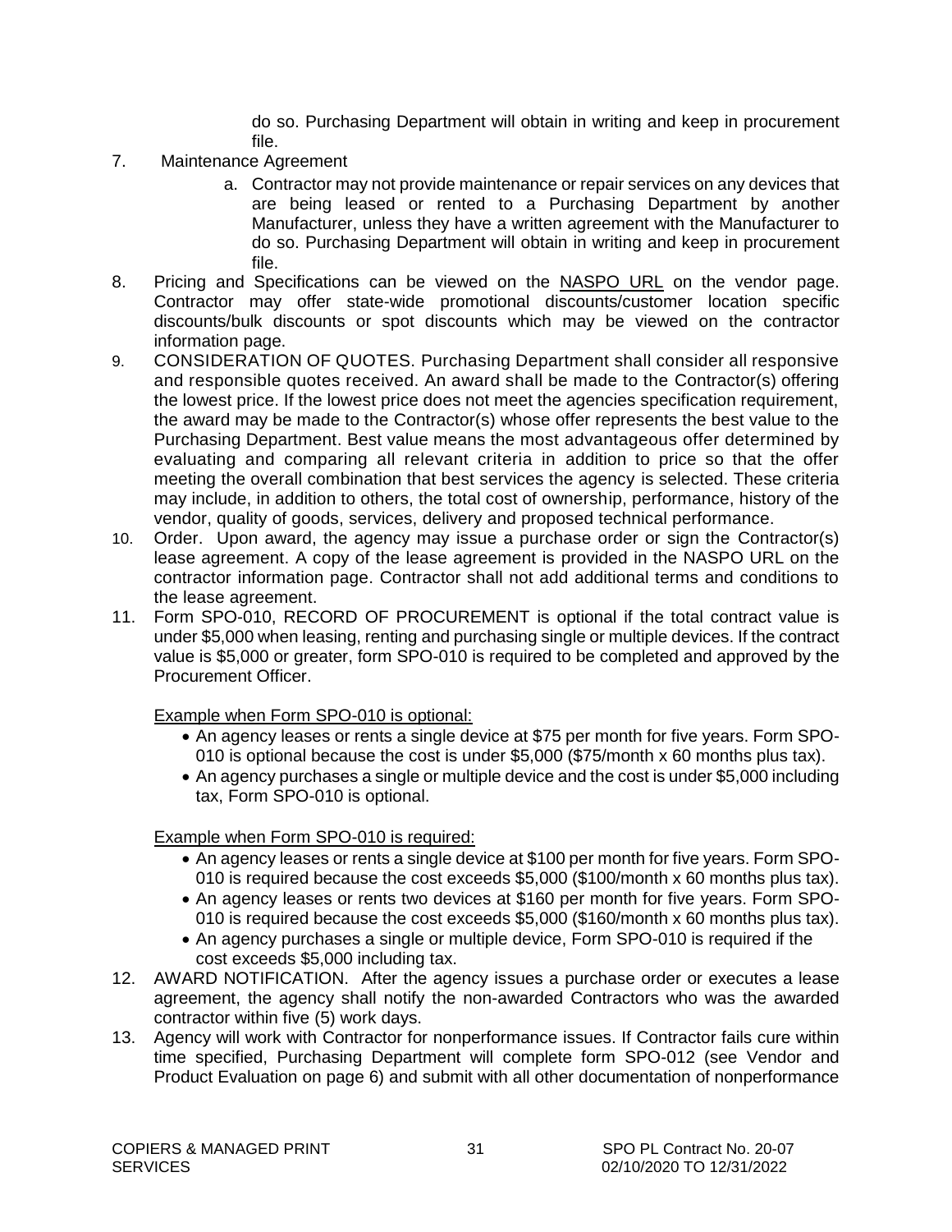do so. Purchasing Department will obtain in writing and keep in procurement file.

7. Maintenance Agreement
   a. Contractor may not provide maintenance or repair services on any devices that are being leased or rented to a Purchasing Department by another Manufacturer, unless they have a written agreement with the Manufacturer to do so. Purchasing Department will obtain in writing and keep in procurement file.
8. Pricing and Specifications can be viewed on the NASPO URL on the vendor page. Contractor may offer state-wide promotional discounts/customer location specific discounts/bulk discounts or spot discounts which may be viewed on the contractor information page.
9. CONSIDERATION OF QUOTES. Purchasing Department shall consider all responsive and responsible quotes received. An award shall be made to the Contractor(s) offering the lowest price. If the lowest price does not meet the agencies specification requirement, the award may be made to the Contractor(s) whose offer represents the best value to the Purchasing Department. Best value means the most advantageous offer determined by evaluating and comparing all relevant criteria in addition to price so that the offer meeting the overall combination that best services the agency is selected. These criteria may include, in addition to others, the total cost of ownership, performance, history of the vendor, quality of goods, services, delivery and proposed technical performance.
10. Order. Upon award, the agency may issue a purchase order or sign the Contractor(s) lease agreement. A copy of the lease agreement is provided in the NASPO URL on the contractor information page. Contractor shall not add additional terms and conditions to the lease agreement.
11. Form SPO-010, RECORD OF PROCUREMENT is optional if the total contract value is under $5,000 when leasing, renting and purchasing single or multiple devices. If the contract value is $5,000 or greater, form SPO-010 is required to be completed and approved by the Procurement Officer.

    Example when Form SPO-010 is optional:
    - An agency leases or rents a single device at $75 per month for five years. Form SPO-010 is optional because the cost is under $5,000 ($75/month x 60 months plus tax).
    - An agency purchases a single or multiple device and the cost is under $5,000 including tax, Form SPO-010 is optional.

    Example when Form SPO-010 is required:
    - An agency leases or rents a single device at $100 per month for five years. Form SPO-010 is required because the cost exceeds $5,000 ($100/month x 60 months plus tax).
    - An agency leases or rents two devices at $160 per month for five years. Form SPO-010 is required because the cost exceeds $5,000 ($160/month x 60 months plus tax).
    - An agency purchases a single or multiple device, Form SPO-010 is required if the cost exceeds $5,000 including tax.
12. AWARD NOTIFICATION. After the agency issues a purchase order or executes a lease agreement, the agency shall notify the non-awarded Contractors who was the awarded contractor within five (5) work days.
13. Agency will work with Contractor for nonperformance issues. If Contractor fails cure within time specified, Purchasing Department will complete form SPO-012 (see Vendor and Product Evaluation on page 6) and submit with all other documentation of nonperformance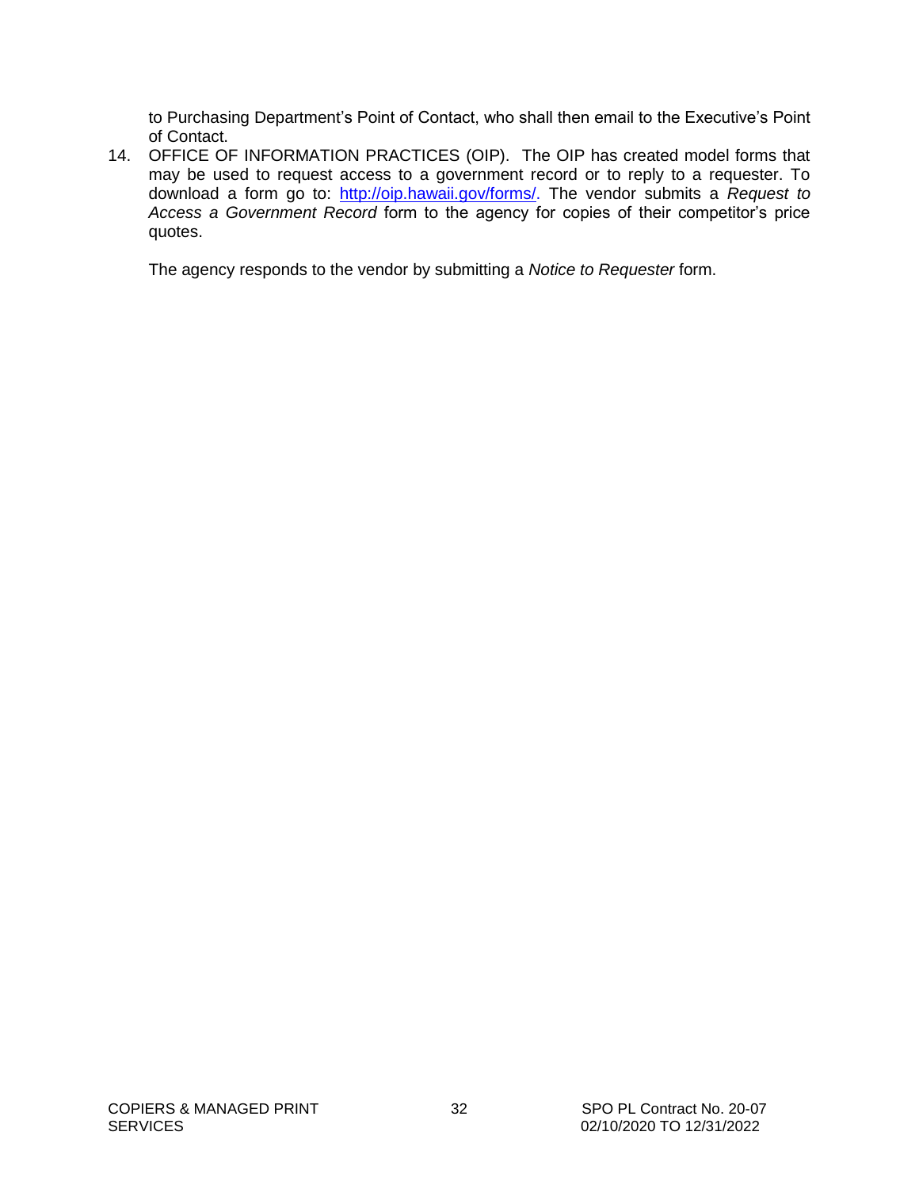to Purchasing Department's Point of Contact, who shall then email to the Executive's Point of Contact.

14. OFFICE OF INFORMATION PRACTICES (OIP). The OIP has created model forms that may be used to request access to a government record or to reply to a requester. To download a form go to: [http://oip.hawaii.gov/forms/](http://oip.hawaii.gov/forms/). The vendor submits a *Request to Access a Government Record* form to the agency for copies of their competitor's price quotes.

    The agency responds to the vendor by submitting a *Notice to Requester* form.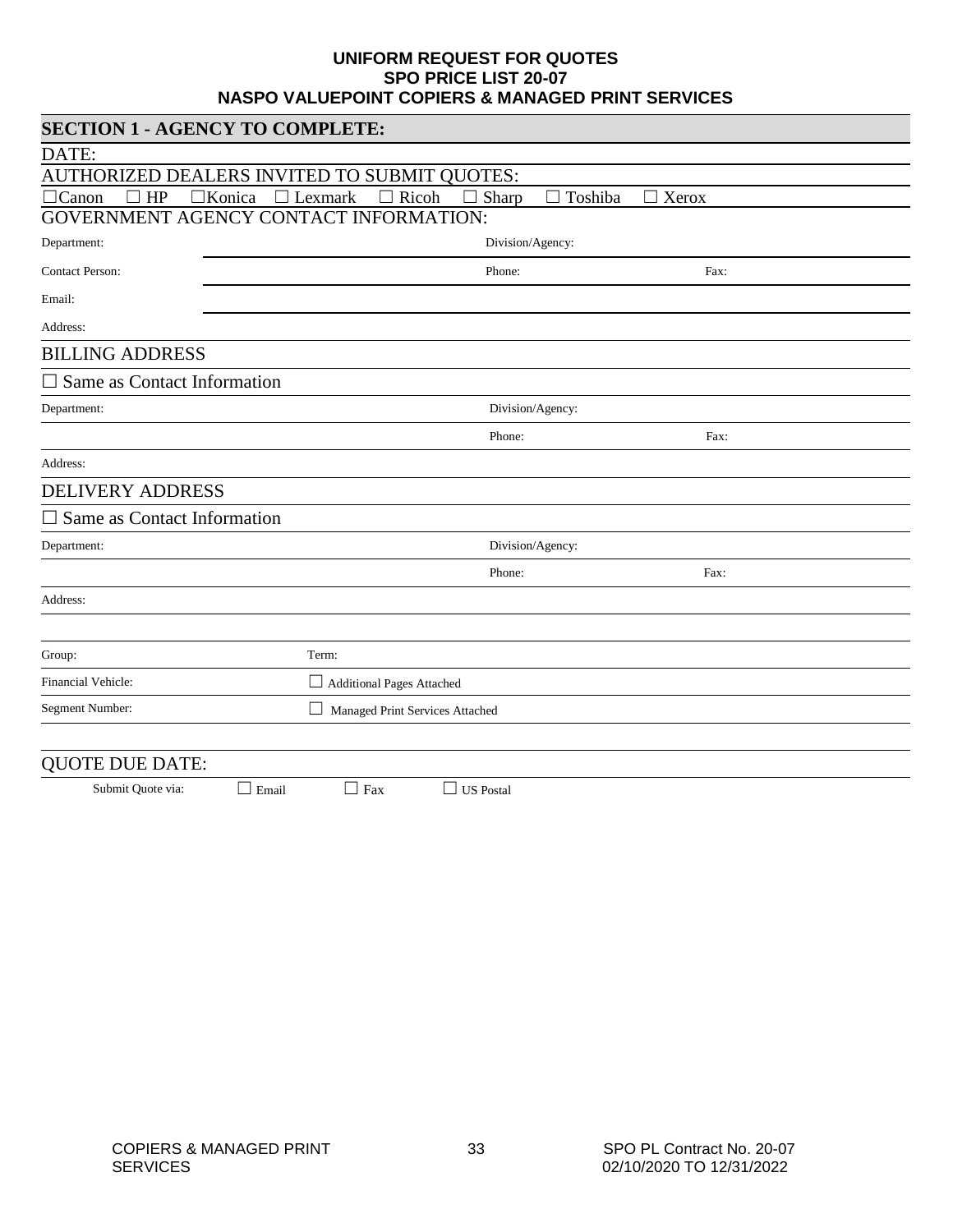**UNIFORM REQUEST FOR QUOTES**
**SPO PRICE LIST 20-07**
**NASPO VALUEPOINT COPIERS & MANAGED PRINT SERVICES**

## SECTION 1 - AGENCY TO COMPLETE:

DATE:

AUTHORIZED DEALERS INVITED TO SUBMIT QUOTES:

☐Canon ☐ HP ☐Konica ☐ Lexmark ☐ Ricoh ☐ Sharp ☐ Toshiba ☐ Xerox

GOVERNMENT AGENCY CONTACT INFORMATION:

| | | | |
|---|---|---|---|
| Department: | | Division/Agency: | |
| Contact Person: | | Phone: | Fax: |
| Email: | | | |
| Address: | | | |

BILLING ADDRESS

☐ Same as Contact Information

| | | | |
|---|---|---|---|
| Department: | | Division/Agency: | |
| | | Phone: | Fax: |
| Address: | | | |

DELIVERY ADDRESS

☐ Same as Contact Information

| | | | |
|---|---|---|---|
| Department: | | Division/Agency: | |
| | | Phone: | Fax: |
| Address: | | | |

| | |
|---|---|
| Group: | Term: |
| Financial Vehicle: | ☐ Additional Pages Attached |
| Segment Number: | ☐ Managed Print Services Attached |

QUOTE DUE DATE:

Submit Quote via: ☐ Email ☐ Fax ☐ US Postal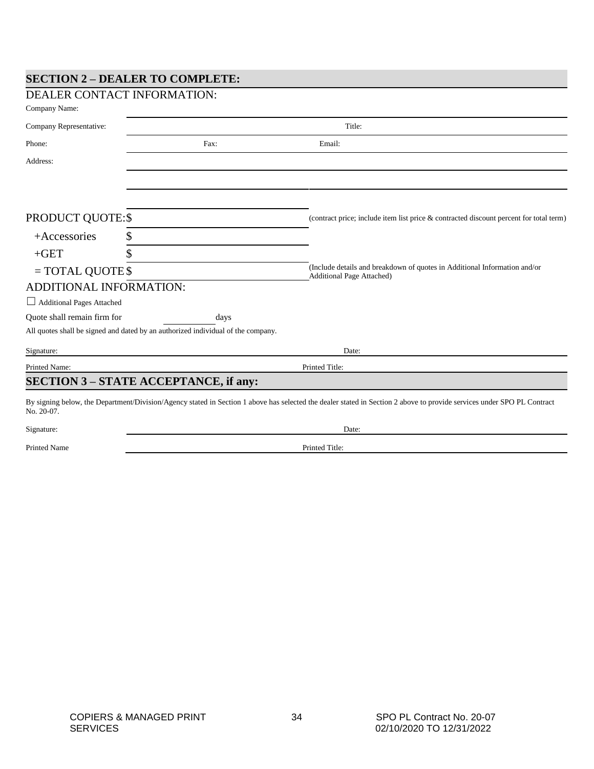## SECTION 2 – DEALER TO COMPLETE:

DEALER CONTACT INFORMATION:

Company Name: ______________________________

Company Representative: ______________________________ Title: ______________________________

Phone: ______________ Fax: ______________ Email: ______________________________

Address: ______________________________

______________________________ ______________________________

PRODUCT QUOTE: $ ______________ (contract price; include item list price & contracted discount percent for total term)

+Accessories $ ______________

+GET $ ______________

= TOTAL QUOTE $ ______________ (Include details and breakdown of quotes in Additional Information and/or Additional Page Attached)

ADDITIONAL INFORMATION:

☐ Additional Pages Attached

Quote shall remain firm for __________ days

All quotes shall be signed and dated by an authorized individual of the company.

Signature: ______________________________ Date: ______________

Printed Name: ______________________________ Printed Title: ______________

## SECTION 3 – STATE ACCEPTANCE, if any:

By signing below, the Department/Division/Agency stated in Section 1 above has selected the dealer stated in Section 2 above to provide services under SPO PL Contract No. 20-07.

Signature: ______________________________ Date: ______________

Printed Name ______________________________ Printed Title: ______________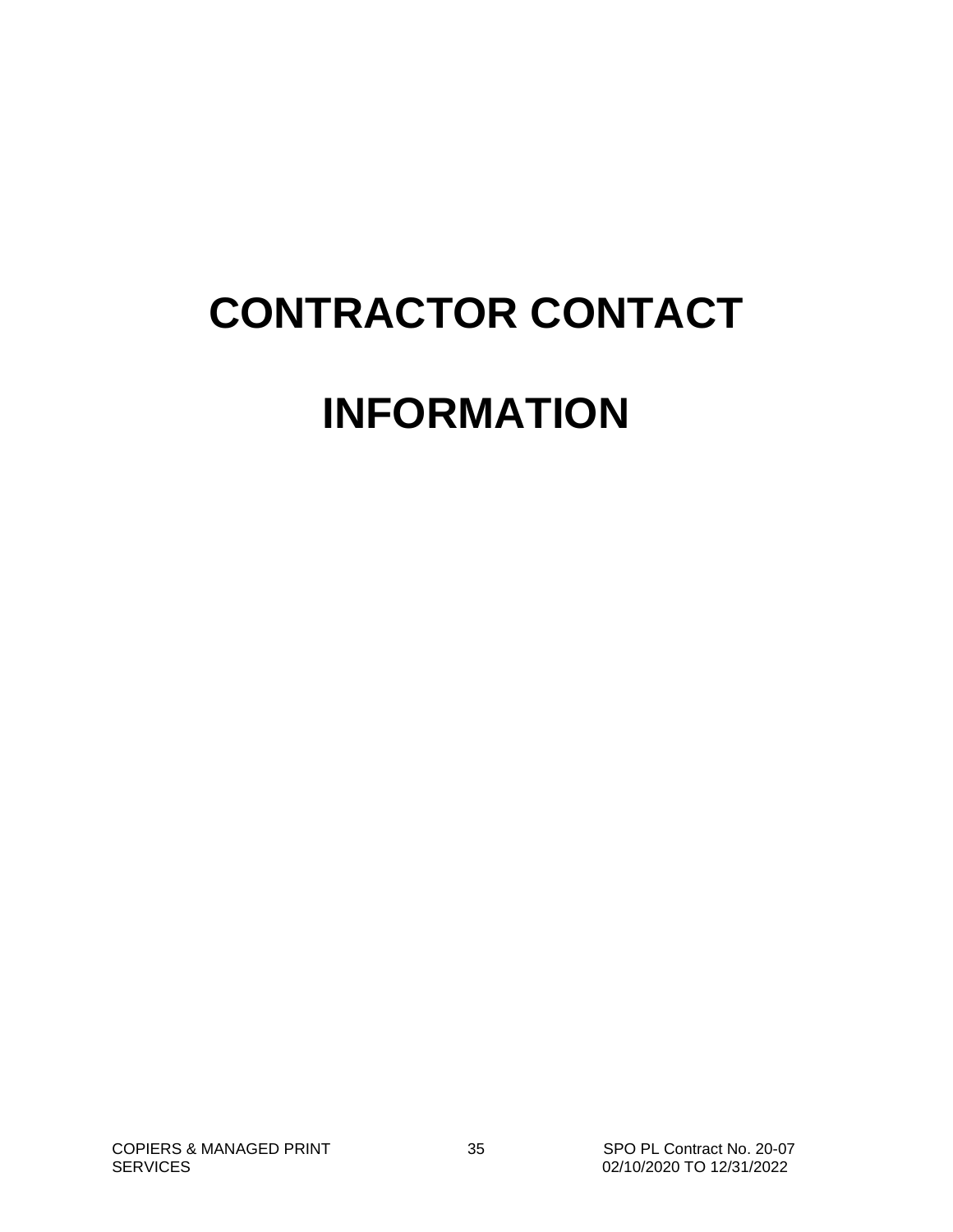# CONTRACTOR CONTACT

# INFORMATION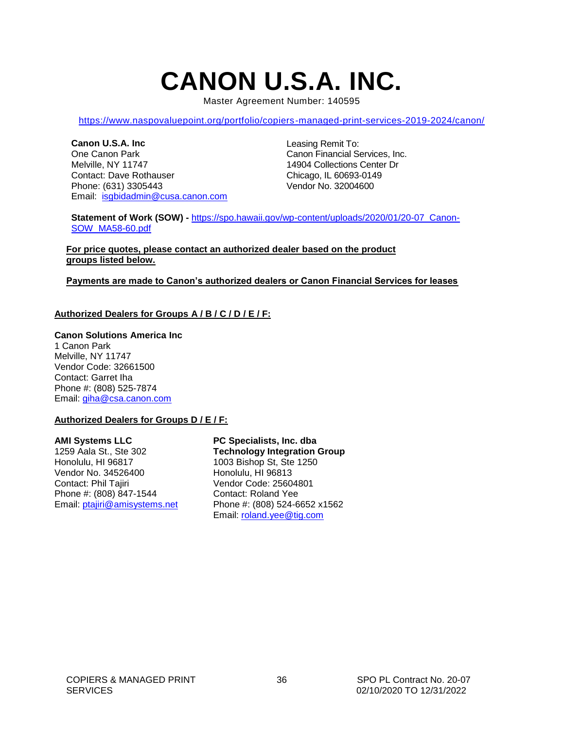# CANON U.S.A. INC.

Master Agreement Number: 140595

https://www.naspovaluepoint.org/portfolio/copiers-managed-print-services-2019-2024/canon/

**Canon U.S.A. Inc**
One Canon Park
Melville, NY 11747
Contact: Dave Rothauser
Phone: (631) 3305443
Email: isgbidadmin@cusa.canon.com

Leasing Remit To:
Canon Financial Services, Inc.
14904 Collections Center Dr
Chicago, IL 60693-0149
Vendor No. 32004600

**Statement of Work (SOW) -** https://spo.hawaii.gov/wp-content/uploads/2020/01/20-07_Canon-SOW_MA58-60.pdf

**For price quotes, please contact an authorized dealer based on the product groups listed below.**

**Payments are made to Canon's authorized dealers or Canon Financial Services for leases**

**Authorized Dealers for Groups A / B / C / D / E / F:**

**Canon Solutions America Inc**
1 Canon Park
Melville, NY 11747
Vendor Code: 32661500
Contact: Garret Iha
Phone #: (808) 525-7874
Email: giha@csa.canon.com

**Authorized Dealers for Groups D / E / F:**

**AMI Systems LLC**
1259 Aala St., Ste 302
Honolulu, HI 96817
Vendor No. 34526400
Contact: Phil Tajiri
Phone #: (808) 847-1544
Email: ptajiri@amisystems.net

**PC Specialists, Inc. dba Technology Integration Group**
1003 Bishop St, Ste 1250
Honolulu, HI 96813
Vendor Code: 25604801
Contact: Roland Yee
Phone #: (808) 524-6652 x1562
Email: roland.yee@tig.com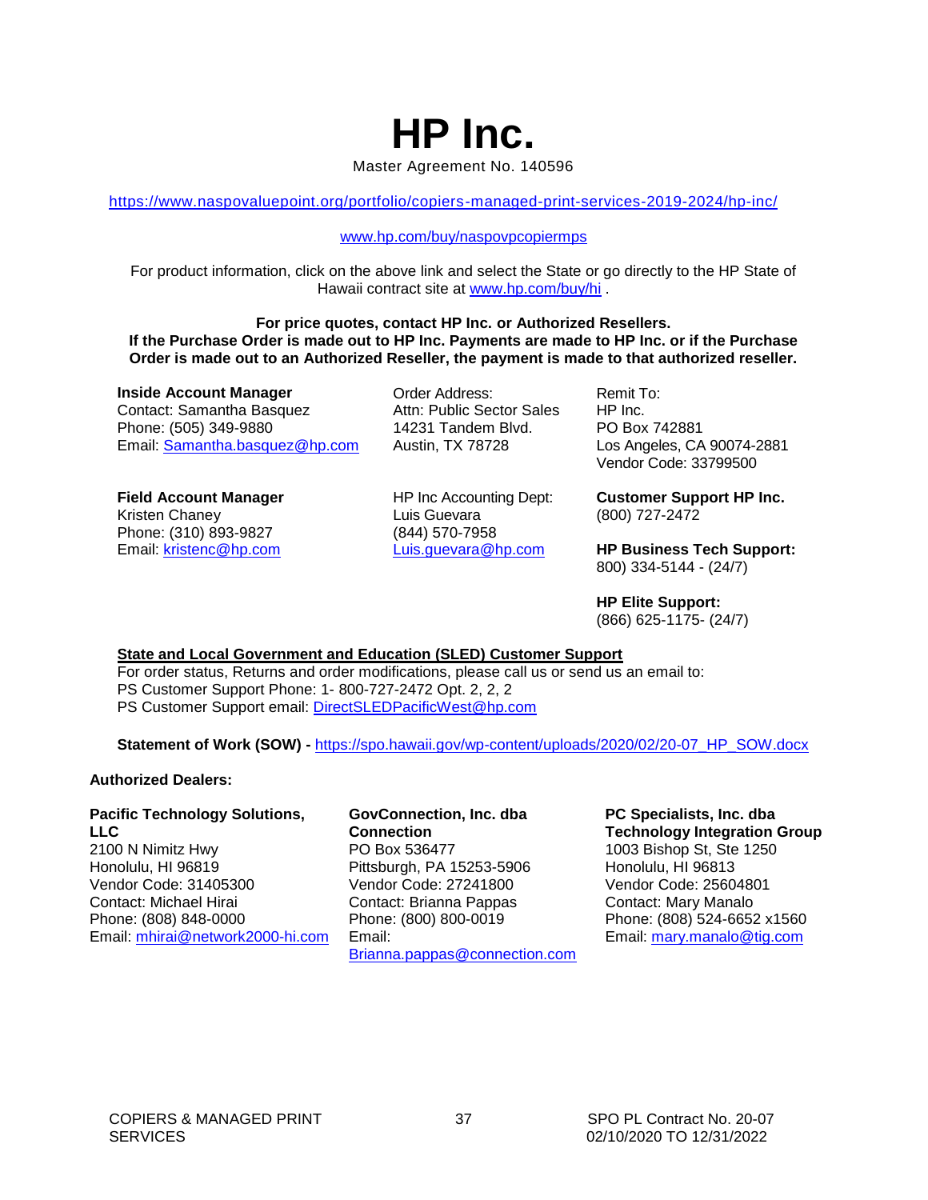# HP Inc.

Master Agreement No. 140596

https://www.naspovaluepoint.org/portfolio/copiers-managed-print-services-2019-2024/hp-inc/

www.hp.com/buy/naspovpcopiermps

For product information, click on the above link and select the State or go directly to the HP State of Hawaii contract site at www.hp.com/buy/hi .

**For price quotes, contact HP Inc. or Authorized Resellers.**
**If the Purchase Order is made out to HP Inc. Payments are made to HP Inc. or if the Purchase Order is made out to an Authorized Reseller, the payment is made to that authorized reseller.**

**Inside Account Manager**
Contact: Samantha Basquez
Phone: (505) 349-9880
Email: Samantha.basquez@hp.com

Order Address:
Attn: Public Sector Sales
14231 Tandem Blvd.
Austin, TX 78728

Remit To:
HP Inc.
PO Box 742881
Los Angeles, CA 90074-2881
Vendor Code: 33799500

**Field Account Manager**
Kristen Chaney
Phone: (310) 893-9827
Email: kristenc@hp.com

HP Inc Accounting Dept:
Luis Guevara
(844) 570-7958
Luis.guevara@hp.com

**Customer Support HP Inc.**
(800) 727-2472

**HP Business Tech Support:**
800) 334-5144 - (24/7)

**HP Elite Support:**
(866) 625-1175- (24/7)

**State and Local Government and Education (SLED) Customer Support**
For order status, Returns and order modifications, please call us or send us an email to:
PS Customer Support Phone: 1- 800-727-2472 Opt. 2, 2, 2
PS Customer Support email: DirectSLEDPacificWest@hp.com

**Statement of Work (SOW) -** https://spo.hawaii.gov/wp-content/uploads/2020/02/20-07_HP_SOW.docx

**Authorized Dealers:**

**Pacific Technology Solutions, LLC**
2100 N Nimitz Hwy
Honolulu, HI 96819
Vendor Code: 31405300
Contact: Michael Hirai
Phone: (808) 848-0000
Email: mhirai@network2000-hi.com

**GovConnection, Inc. dba Connection**
PO Box 536477
Pittsburgh, PA 15253-5906
Vendor Code: 27241800
Contact: Brianna Pappas
Phone: (800) 800-0019
Email: Brianna.pappas@connection.com

**PC Specialists, Inc. dba Technology Integration Group**
1003 Bishop St, Ste 1250
Honolulu, HI 96813
Vendor Code: 25604801
Contact: Mary Manalo
Phone: (808) 524-6652 x1560
Email: mary.manalo@tig.com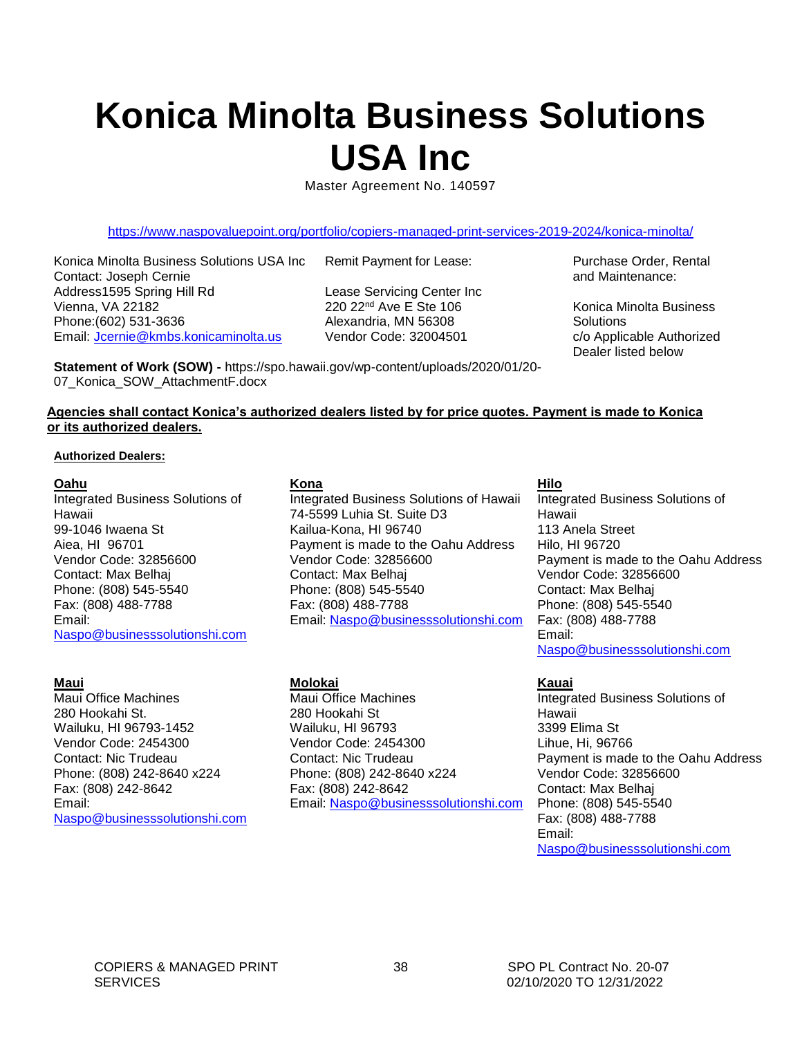# Konica Minolta Business Solutions USA Inc

Master Agreement No. 140597

https://www.naspovaluepoint.org/portfolio/copiers-managed-print-services-2019-2024/konica-minolta/

Konica Minolta Business Solutions USA Inc
Contact: Joseph Cernie
Address1595 Spring Hill Rd
Vienna, VA 22182
Phone:(602) 531-3636
Email: Jcernie@kmbs.konicaminolta.us

Remit Payment for Lease:

Lease Servicing Center Inc
220 22nd Ave E Ste 106
Alexandria, MN 56308
Vendor Code: 32004501

Purchase Order, Rental and Maintenance:

Konica Minolta Business Solutions
c/o Applicable Authorized Dealer listed below

**Statement of Work (SOW) -** https://spo.hawaii.gov/wp-content/uploads/2020/01/20-07_Konica_SOW_AttachmentF.docx

**Agencies shall contact Konica's authorized dealers listed by for price quotes. Payment is made to Konica or its authorized dealers.**

**Authorized Dealers:**

**Oahu**
Integrated Business Solutions of Hawaii
99-1046 Iwaena St
Aiea, HI 96701
Vendor Code: 32856600
Contact: Max Belhaj
Phone: (808) 545-5540
Fax: (808) 488-7788
Email: Naspo@businesssolutionshi.com

**Kona**
Integrated Business Solutions of Hawaii
74-5599 Luhia St. Suite D3
Kailua-Kona, HI 96740
Payment is made to the Oahu Address
Vendor Code: 32856600
Contact: Max Belhaj
Phone: (808) 545-5540
Fax: (808) 488-7788
Email: Naspo@businesssolutionshi.com

**Hilo**
Integrated Business Solutions of Hawaii
113 Anela Street
Hilo, HI 96720
Payment is made to the Oahu Address
Vendor Code: 32856600
Contact: Max Belhaj
Phone: (808) 545-5540
Fax: (808) 488-7788
Email: Naspo@businesssolutionshi.com

**Maui**
Maui Office Machines
280 Hookahi St.
Wailuku, HI 96793-1452
Vendor Code: 2454300
Contact: Nic Trudeau
Phone: (808) 242-8640 x224
Fax: (808) 242-8642
Email: Naspo@businesssolutionshi.com

**Molokai**
Maui Office Machines
280 Hookahi St
Wailuku, HI 96793
Vendor Code: 2454300
Contact: Nic Trudeau
Phone: (808) 242-8640 x224
Fax: (808) 242-8642
Email: Naspo@businesssolutionshi.com

**Kauai**
Integrated Business Solutions of Hawaii
3399 Elima St
Lihue, Hi, 96766
Payment is made to the Oahu Address
Vendor Code: 32856600
Contact: Max Belhaj
Phone: (808) 545-5540
Fax: (808) 488-7788
Email: Naspo@businesssolutionshi.com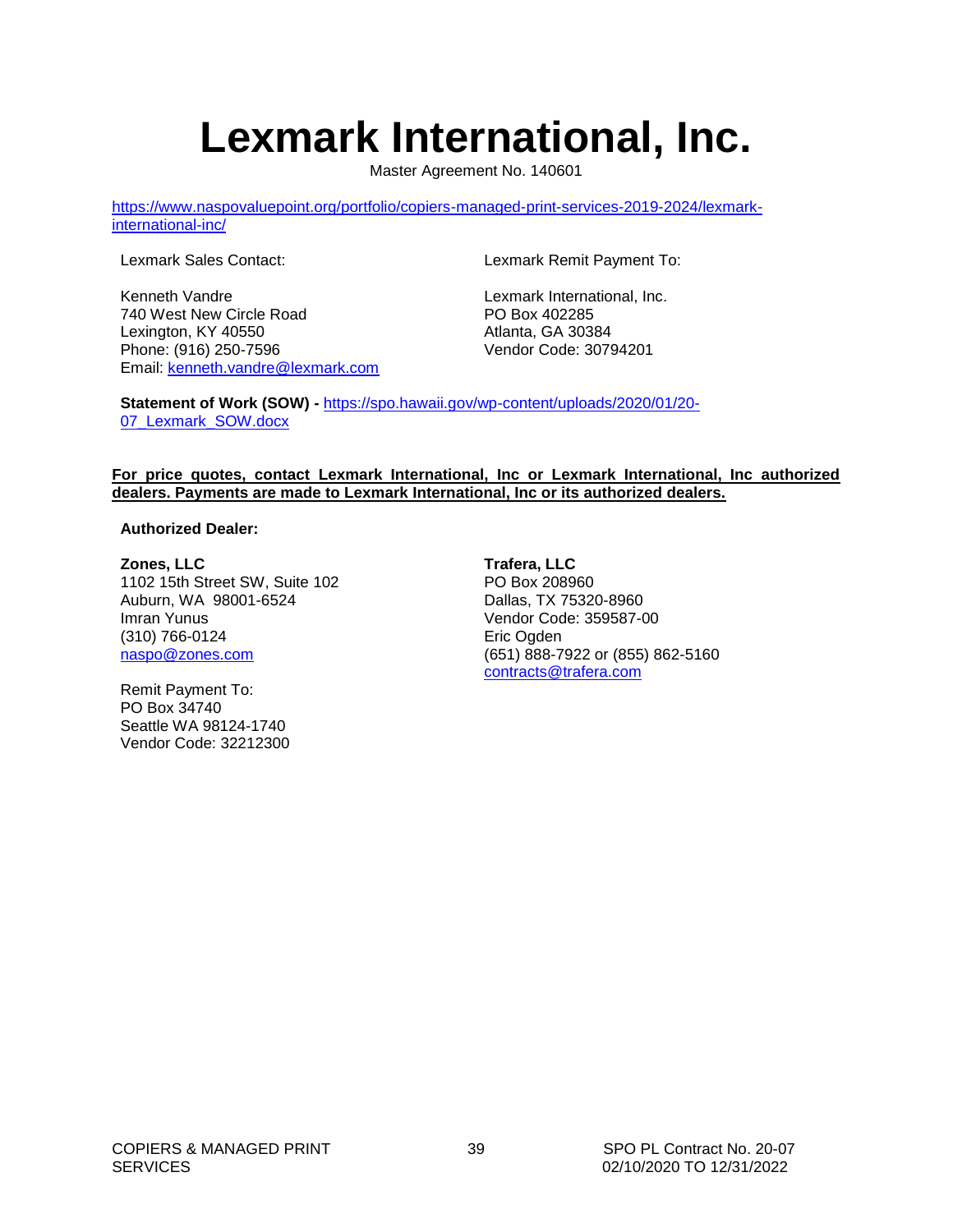# Lexmark International, Inc.

Master Agreement No. 140601

https://www.naspovaluepoint.org/portfolio/copiers-managed-print-services-2019-2024/lexmark-international-inc/

Lexmark Sales Contact:

Kenneth Vandre
740 West New Circle Road
Lexington, KY 40550
Phone: (916) 250-7596
Email: kenneth.vandre@lexmark.com

Lexmark Remit Payment To:

Lexmark International, Inc.
PO Box 402285
Atlanta, GA 30384
Vendor Code: 30794201

**Statement of Work (SOW) -** https://spo.hawaii.gov/wp-content/uploads/2020/01/20-07_Lexmark_SOW.docx

**For price quotes, contact Lexmark International, Inc or Lexmark International, Inc authorized dealers. Payments are made to Lexmark International, Inc or its authorized dealers.**

**Authorized Dealer:**

**Zones, LLC**
1102 15th Street SW, Suite 102
Auburn, WA 98001-6524
Imran Yunus
(310) 766-0124
naspo@zones.com

Remit Payment To:
PO Box 34740
Seattle WA 98124-1740
Vendor Code: 32212300

**Trafera, LLC**
PO Box 208960
Dallas, TX 75320-8960
Vendor Code: 359587-00
Eric Ogden
(651) 888-7922 or (855) 862-5160
contracts@trafera.com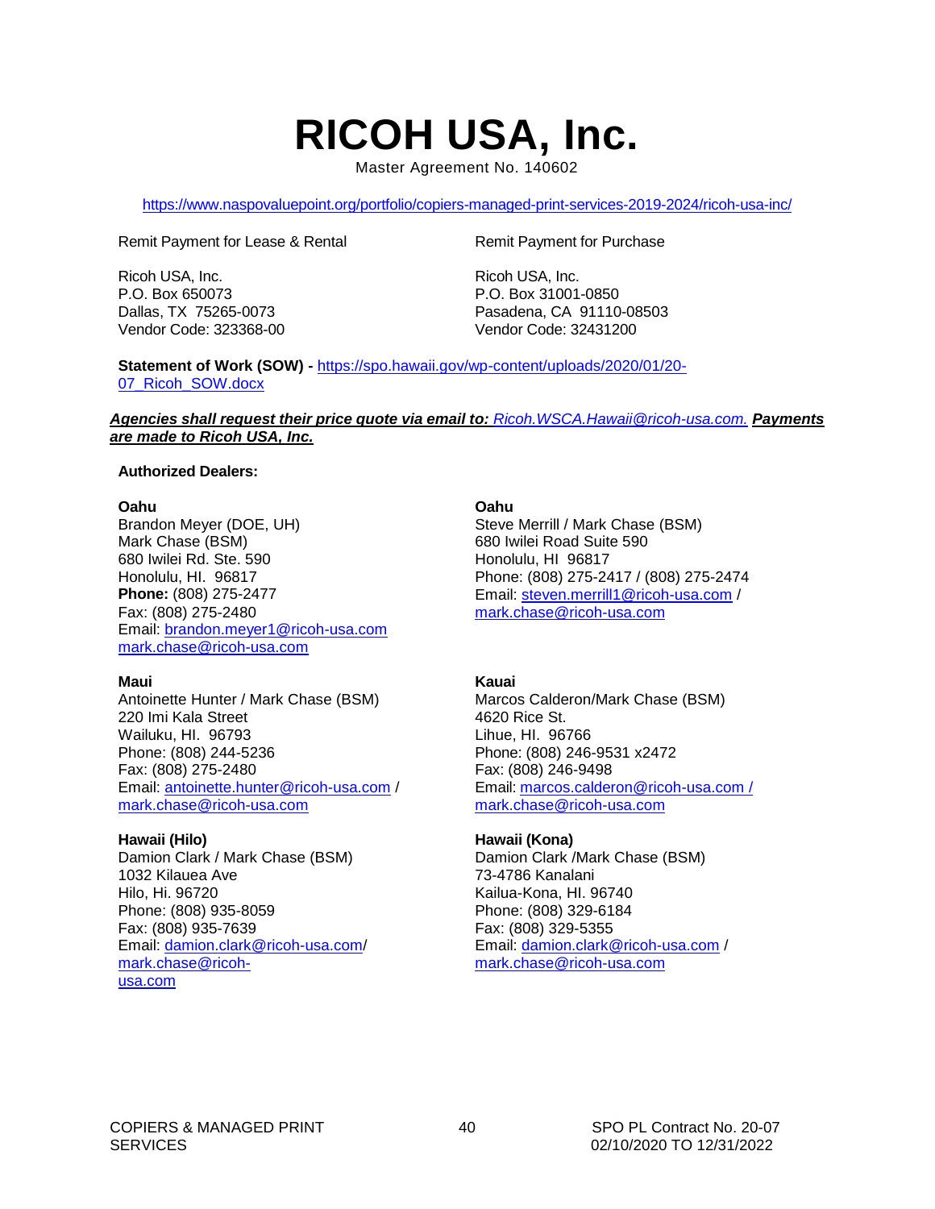# RICOH USA, Inc.

Master Agreement No. 140602

https://www.naspovaluepoint.org/portfolio/copiers-managed-print-services-2019-2024/ricoh-usa-inc/

Remit Payment for Lease & Rental

Ricoh USA, Inc.
P.O. Box 650073
Dallas, TX 75265-0073
Vendor Code: 323368-00

Remit Payment for Purchase

Ricoh USA, Inc.
P.O. Box 31001-0850
Pasadena, CA 91110-08503
Vendor Code: 32431200

**Statement of Work (SOW) -** https://spo.hawaii.gov/wp-content/uploads/2020/01/20-07_Ricoh_SOW.docx

***Agencies shall request their price quote via email to:*** *Ricoh.WSCA.Hawaii@ricoh-usa.com.* ***Payments are made to Ricoh USA, Inc.***

**Authorized Dealers:**

**Oahu**
Brandon Meyer (DOE, UH)
Mark Chase (BSM)
680 Iwilei Rd. Ste. 590
Honolulu, HI. 96817
**Phone:** (808) 275-2477
Fax: (808) 275-2480
Email: brandon.meyer1@ricoh-usa.com
mark.chase@ricoh-usa.com

**Oahu**
Steve Merrill / Mark Chase (BSM)
680 Iwilei Road Suite 590
Honolulu, HI 96817
Phone: (808) 275-2417 / (808) 275-2474
Email: steven.merrill1@ricoh-usa.com / mark.chase@ricoh-usa.com

**Maui**
Antoinette Hunter / Mark Chase (BSM)
220 Imi Kala Street
Wailuku, HI. 96793
Phone: (808) 244-5236
Fax: (808) 275-2480
Email: antoinette.hunter@ricoh-usa.com / mark.chase@ricoh-usa.com

**Kauai**
Marcos Calderon/Mark Chase (BSM)
4620 Rice St.
Lihue, HI. 96766
Phone: (808) 246-9531 x2472
Fax: (808) 246-9498
Email: marcos.calderon@ricoh-usa.com / mark.chase@ricoh-usa.com

**Hawaii (Hilo)**
Damion Clark / Mark Chase (BSM)
1032 Kilauea Ave
Hilo, Hi. 96720
Phone: (808) 935-8059
Fax: (808) 935-7639
Email: damion.clark@ricoh-usa.com/ mark.chase@ricoh-usa.com

**Hawaii (Kona)**
Damion Clark /Mark Chase (BSM)
73-4786 Kanalani
Kailua-Kona, HI. 96740
Phone: (808) 329-6184
Fax: (808) 329-5355
Email: damion.clark@ricoh-usa.com / mark.chase@ricoh-usa.com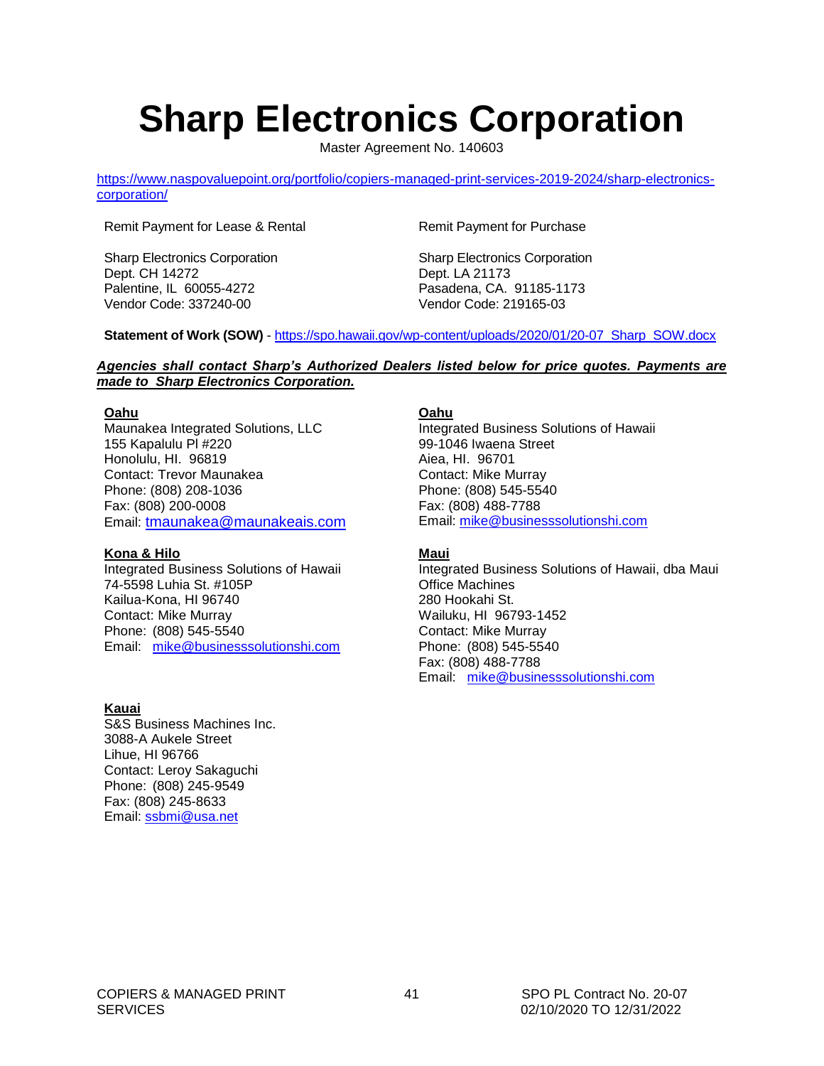# Sharp Electronics Corporation

Master Agreement No. 140603

https://www.naspovaluepoint.org/portfolio/copiers-managed-print-services-2019-2024/sharp-electronics-corporation/

Remit Payment for Lease & Rental

Sharp Electronics Corporation
Dept. CH 14272
Palentine, IL 60055-4272
Vendor Code: 337240-00

Remit Payment for Purchase

Sharp Electronics Corporation
Dept. LA 21173
Pasadena, CA. 91185-1173
Vendor Code: 219165-03

**Statement of Work (SOW)** - https://spo.hawaii.gov/wp-content/uploads/2020/01/20-07_Sharp_SOW.docx

***Agencies shall contact Sharp's Authorized Dealers listed below for price quotes. Payments are made to Sharp Electronics Corporation.***

**Oahu**
Maunakea Integrated Solutions, LLC
155 Kapalulu Pl #220
Honolulu, HI. 96819
Contact: Trevor Maunakea
Phone: (808) 208-1036
Fax: (808) 200-0008
Email: tmaunakea@maunakeais.com

**Oahu**
Integrated Business Solutions of Hawaii
99-1046 Iwaena Street
Aiea, HI. 96701
Contact: Mike Murray
Phone: (808) 545-5540
Fax: (808) 488-7788
Email: mike@businesssolutionshi.com

**Kona & Hilo**
Integrated Business Solutions of Hawaii
74-5598 Luhia St. #105P
Kailua-Kona, HI 96740
Contact: Mike Murray
Phone: (808) 545-5540
Email: mike@businesssolutionshi.com

**Maui**
Integrated Business Solutions of Hawaii, dba Maui Office Machines
280 Hookahi St.
Wailuku, HI 96793-1452
Contact: Mike Murray
Phone: (808) 545-5540
Fax: (808) 488-7788
Email: mike@businesssolutionshi.com

**Kauai**
S&S Business Machines Inc.
3088-A Aukele Street
Lihue, HI 96766
Contact: Leroy Sakaguchi
Phone: (808) 245-9549
Fax: (808) 245-8633
Email: ssbmi@usa.net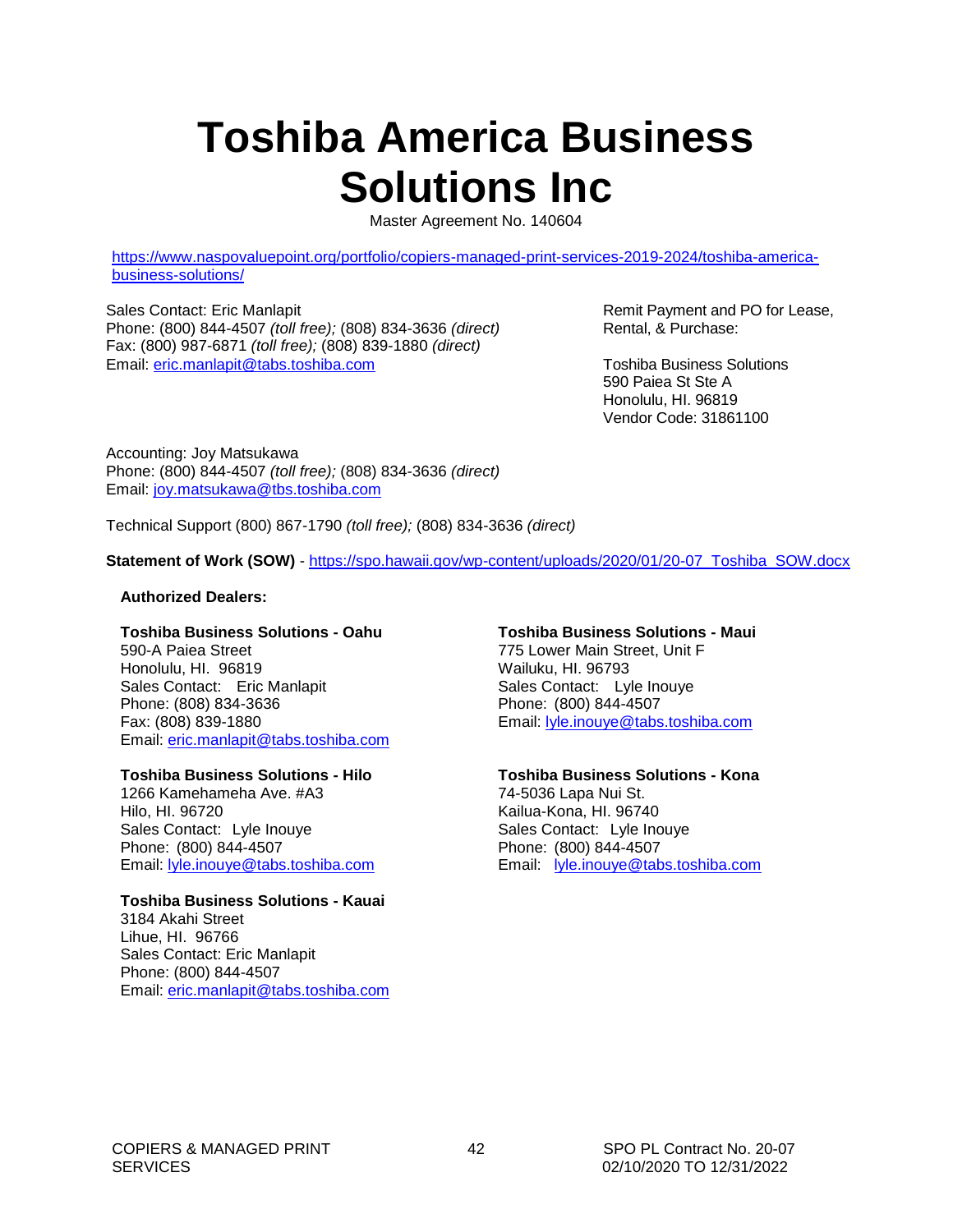# Toshiba America Business Solutions Inc

Master Agreement No. 140604

https://www.naspovaluepoint.org/portfolio/copiers-managed-print-services-2019-2024/toshiba-america-business-solutions/

Sales Contact: Eric Manlapit
Phone: (800) 844-4507 *(toll free);* (808) 834-3636 *(direct)*
Fax: (800) 987-6871 *(toll free);* (808) 839-1880 *(direct)*
Email: eric.manlapit@tabs.toshiba.com

Remit Payment and PO for Lease, Rental, & Purchase:

Toshiba Business Solutions
590 Paiea St Ste A
Honolulu, HI. 96819
Vendor Code: 31861100

Accounting: Joy Matsukawa
Phone: (800) 844-4507 *(toll free);* (808) 834-3636 *(direct)*
Email: joy.matsukawa@tbs.toshiba.com

Technical Support (800) 867-1790 *(toll free);* (808) 834-3636 *(direct)*

**Statement of Work (SOW)** - https://spo.hawaii.gov/wp-content/uploads/2020/01/20-07_Toshiba_SOW.docx

**Authorized Dealers:**

**Toshiba Business Solutions - Oahu**
590-A Paiea Street
Honolulu, HI. 96819
Sales Contact: Eric Manlapit
Phone: (808) 834-3636
Fax: (808) 839-1880
Email: eric.manlapit@tabs.toshiba.com

**Toshiba Business Solutions - Maui**
775 Lower Main Street, Unit F
Wailuku, HI. 96793
Sales Contact: Lyle Inouye
Phone: (800) 844-4507
Email: lyle.inouye@tabs.toshiba.com

**Toshiba Business Solutions - Hilo**
1266 Kamehameha Ave. #A3
Hilo, HI. 96720
Sales Contact: Lyle Inouye
Phone: (800) 844-4507
Email: lyle.inouye@tabs.toshiba.com

**Toshiba Business Solutions - Kona**
74-5036 Lapa Nui St.
Kailua-Kona, HI. 96740
Sales Contact: Lyle Inouye
Phone: (800) 844-4507
Email: lyle.inouye@tabs.toshiba.com

**Toshiba Business Solutions - Kauai**
3184 Akahi Street
Lihue, HI. 96766
Sales Contact: Eric Manlapit
Phone: (800) 844-4507
Email: eric.manlapit@tabs.toshiba.com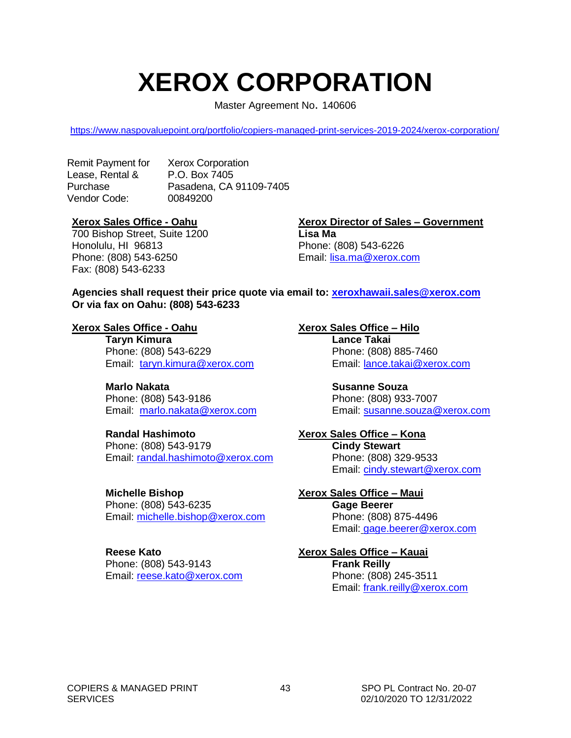# XEROX CORPORATION

Master Agreement No. 140606

https://www.naspovaluepoint.org/portfolio/copiers-managed-print-services-2019-2024/xerox-corporation/

| | |
|---|---|
| Remit Payment for Lease, Rental & Purchase | Xerox Corporation<br>P.O. Box 7405<br>Pasadena, CA 91109-7405 |
| Vendor Code: | 00849200 |

**Xerox Sales Office - Oahu**
700 Bishop Street, Suite 1200
Honolulu, HI 96813
Phone: (808) 543-6250
Fax: (808) 543-6233

**Xerox Director of Sales – Government**
**Lisa Ma**
Phone: (808) 543-6226
Email: lisa.ma@xerox.com

**Agencies shall request their price quote via email to: xeroxhawaii.sales@xerox.com**
**Or via fax on Oahu: (808) 543-6233**

**Xerox Sales Office - Oahu**

**Taryn Kimura**
Phone: (808) 543-6229
Email: taryn.kimura@xerox.com

**Marlo Nakata**
Phone: (808) 543-9186
Email: marlo.nakata@xerox.com

**Randal Hashimoto**
Phone: (808) 543-9179
Email: randal.hashimoto@xerox.com

**Michelle Bishop**
Phone: (808) 543-6235
Email: michelle.bishop@xerox.com

**Reese Kato**
Phone: (808) 543-9143
Email: reese.kato@xerox.com

**Xerox Sales Office – Hilo**

**Lance Takai**
Phone: (808) 885-7460
Email: lance.takai@xerox.com

**Susanne Souza**
Phone: (808) 933-7007
Email: susanne.souza@xerox.com

**Xerox Sales Office – Kona**

**Cindy Stewart**
Phone: (808) 329-9533
Email: cindy.stewart@xerox.com

**Xerox Sales Office – Maui**

**Gage Beerer**
Phone: (808) 875-4496
Email: gage.beerer@xerox.com

**Xerox Sales Office – Kauai**

**Frank Reilly**
Phone: (808) 245-3511
Email: frank.reilly@xerox.com